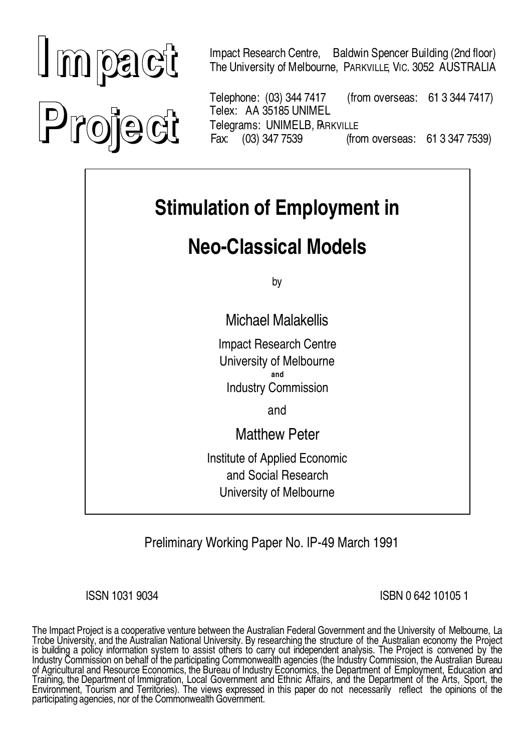**Impact Project**

Impact Research Centre, Baldwin Spencer Building (2nd floor)
The University of Melbourne, PARKVILLE, VIC. 3052 AUSTRALIA

Telephone: (03) 344 7417 (from overseas: 61 3 344 7417)
Telex: AA 35185 UNIMEL
Telegrams: UNIMELB, PARKVILLE
Fax: (03) 347 7539 (from overseas: 61 3 347 7539)

# Stimulation of Employment in Neo-Classical Models

by

Michael Malakellis

Impact Research Centre
University of Melbourne
and
Industry Commission

and

Matthew Peter

Institute of Applied Economic
and Social Research
University of Melbourne

Preliminary Working Paper No. IP-49 March 1991

ISSN 1031 9034

ISBN 0 642 10105 1

The Impact Project is a cooperative venture between the Australian Federal Government and the University of Melbourne, La Trobe University, and the Australian National University. By researching the structure of the Australian economy the Project is building a policy information system to assist others to carry out independent analysis. The Project is convened by the Industry Commission on behalf of the participating Commonwealth agencies (the Industry Commission, the Australian Bureau of Agricultural and Resource Economics, the Bureau of Industry Economics, the Department of Employment, Education and Training, the Department of Immigration, Local Government and Ethnic Affairs, and the Department of the Arts, Sport, the Environment, Tourism and Territories). The views expressed in this paper do not necessarily reflect the opinions of the participating agencies, nor of the Commonwealth Government.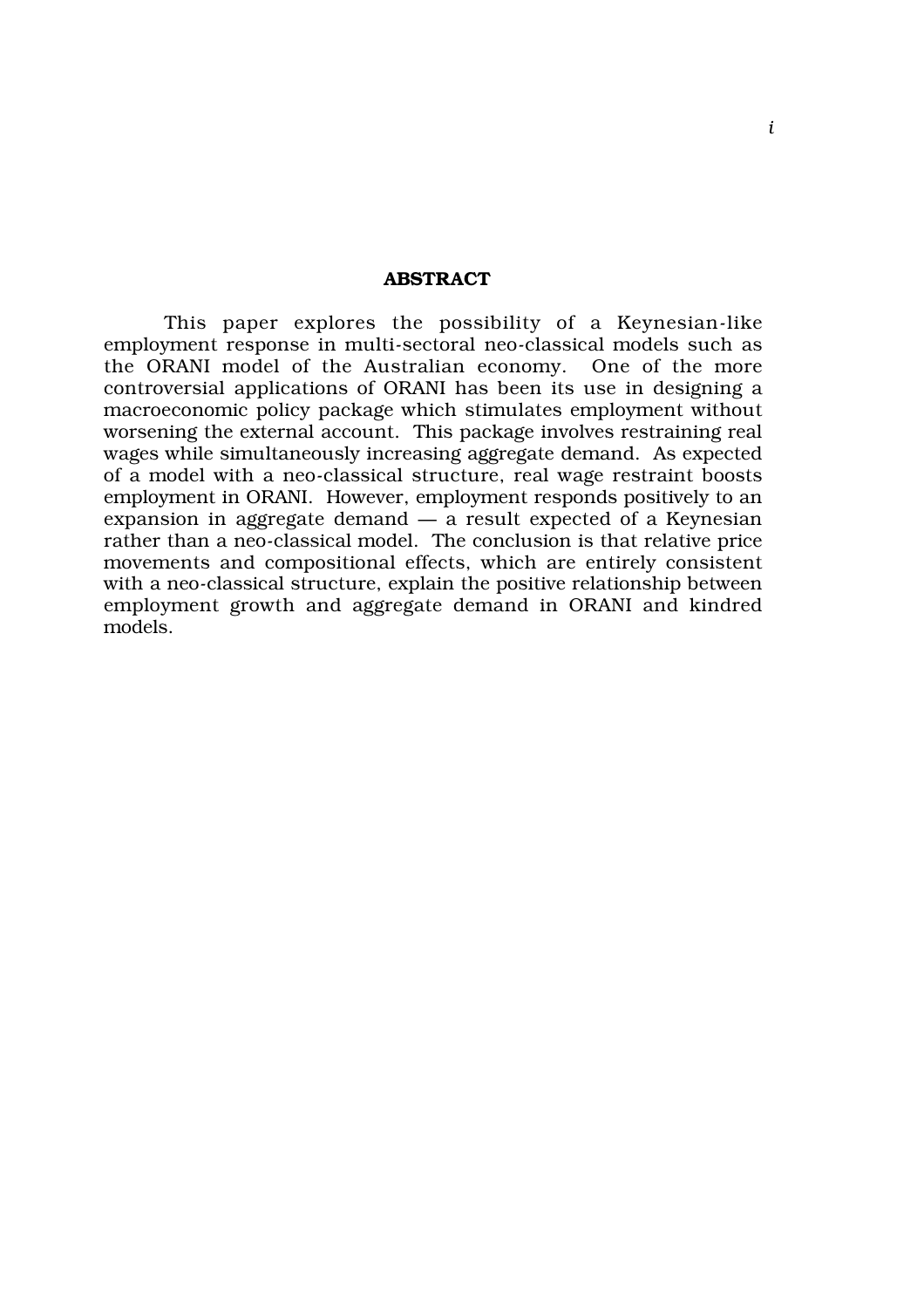## ABSTRACT

This paper explores the possibility of a Keynesian-like employment response in multi-sectoral neo-classical models such as the ORANI model of the Australian economy. One of the more controversial applications of ORANI has been its use in designing a macroeconomic policy package which stimulates employment without worsening the external account. This package involves restraining real wages while simultaneously increasing aggregate demand. As expected of a model with a neo-classical structure, real wage restraint boosts employment in ORANI. However, employment responds positively to an expansion in aggregate demand — a result expected of a Keynesian rather than a neo-classical model. The conclusion is that relative price movements and compositional effects, which are entirely consistent with a neo-classical structure, explain the positive relationship between employment growth and aggregate demand in ORANI and kindred models.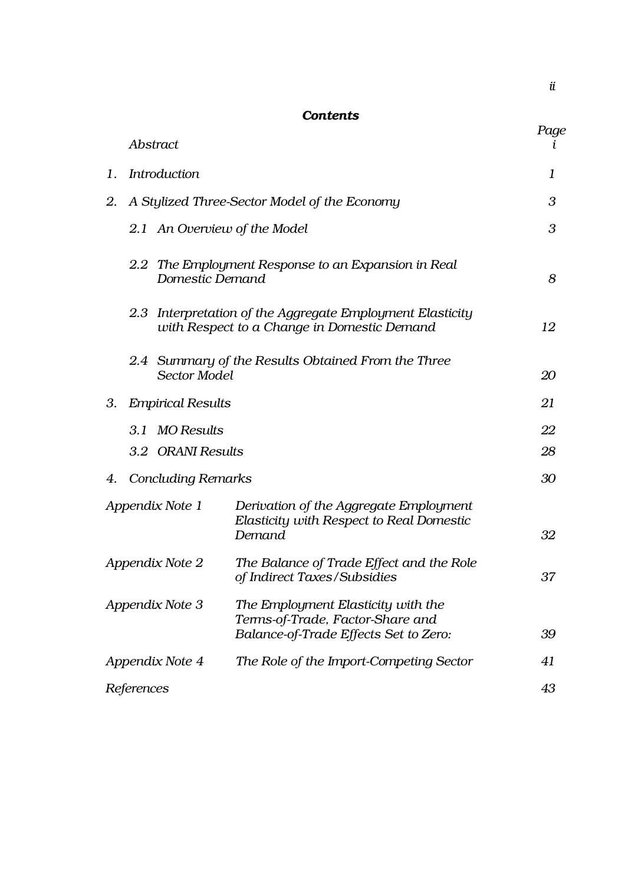## *Contents*

| | | Page |
|---|---|---|
| | *Abstract* | *i* |
| 1. | *Introduction* | *1* |
| 2. | *A Stylized Three-Sector Model of the Economy* | *3* |
| | *2.1 An Overview of the Model* | *3* |
| | *2.2 The Employment Response to an Expansion in Real Domestic Demand* | *8* |
| | *2.3 Interpretation of the Aggregate Employment Elasticity with Respect to a Change in Domestic Demand* | *12* |
| | *2.4 Summary of the Results Obtained From the Three Sector Model* | *20* |
| 3. | *Empirical Results* | *21* |
| | *3.1 MO Results* | *22* |
| | *3.2 ORANI Results* | *28* |
| 4. | *Concluding Remarks* | *30* |
| *Appendix Note 1* | *Derivation of the Aggregate Employment Elasticity with Respect to Real Domestic Demand* | *32* |
| *Appendix Note 2* | *The Balance of Trade Effect and the Role of Indirect Taxes/Subsidies* | *37* |
| *Appendix Note 3* | *The Employment Elasticity with the Terms-of-Trade, Factor-Share and Balance-of-Trade Effects Set to Zero:* | *39* |
| *Appendix Note 4* | *The Role of the Import-Competing Sector* | *41* |
| *References* | | *43* |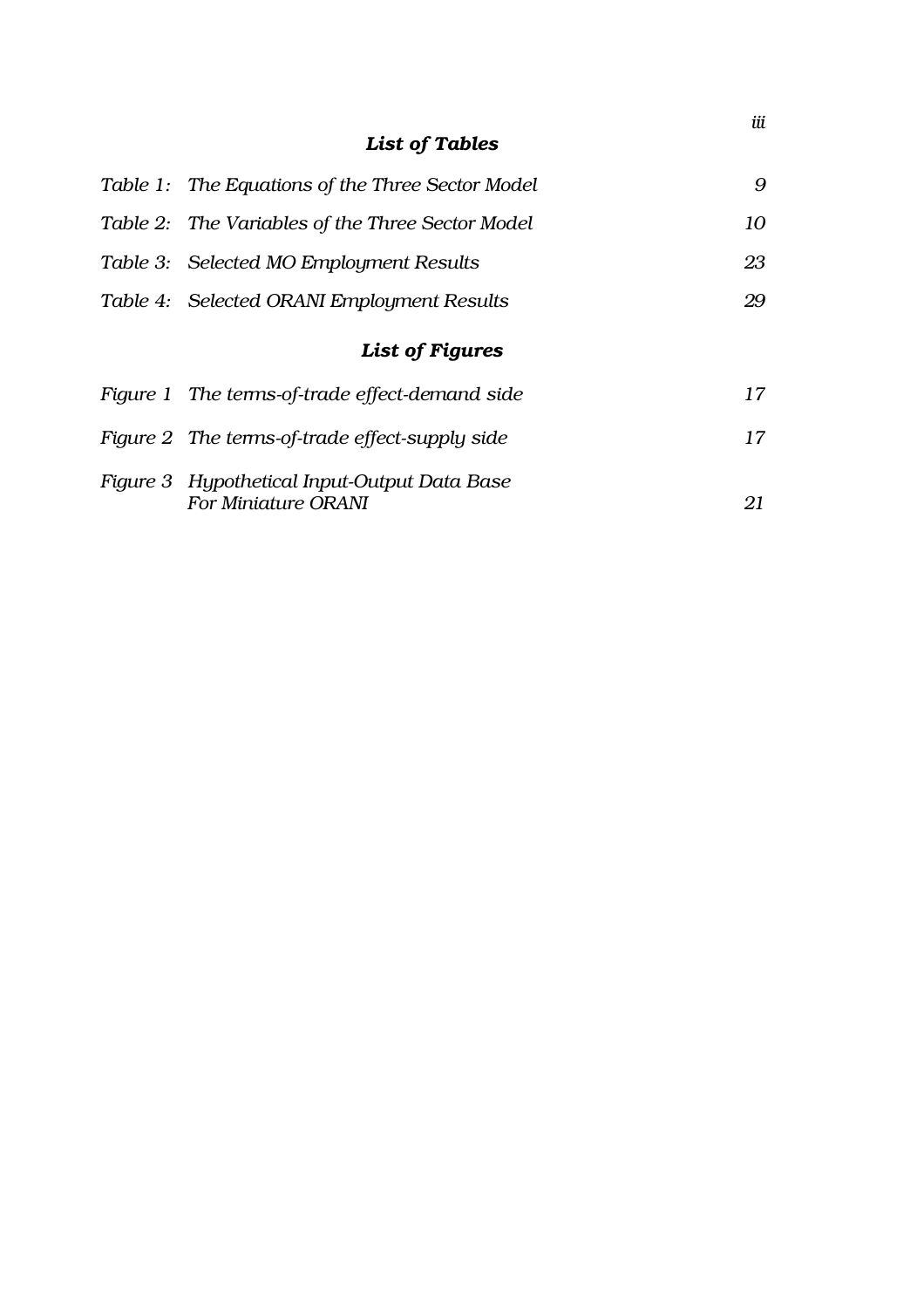## *List of Tables*

| | | |
|---|---|---|
| *Table 1:* | *The Equations of the Three Sector Model* | *9* |
| *Table 2:* | *The Variables of the Three Sector Model* | *10* |
| *Table 3:* | *Selected MO Employment Results* | *23* |
| *Table 4:* | *Selected ORANI Employment Results* | *29* |

## *List of Figures*

| | | |
|---|---|---|
| *Figure 1* | *The terms-of-trade effect-demand side* | *17* |
| *Figure 2* | *The terms-of-trade effect-supply side* | *17* |
| *Figure 3* | *Hypothetical Input-Output Data Base For Miniature ORANI* | *21* |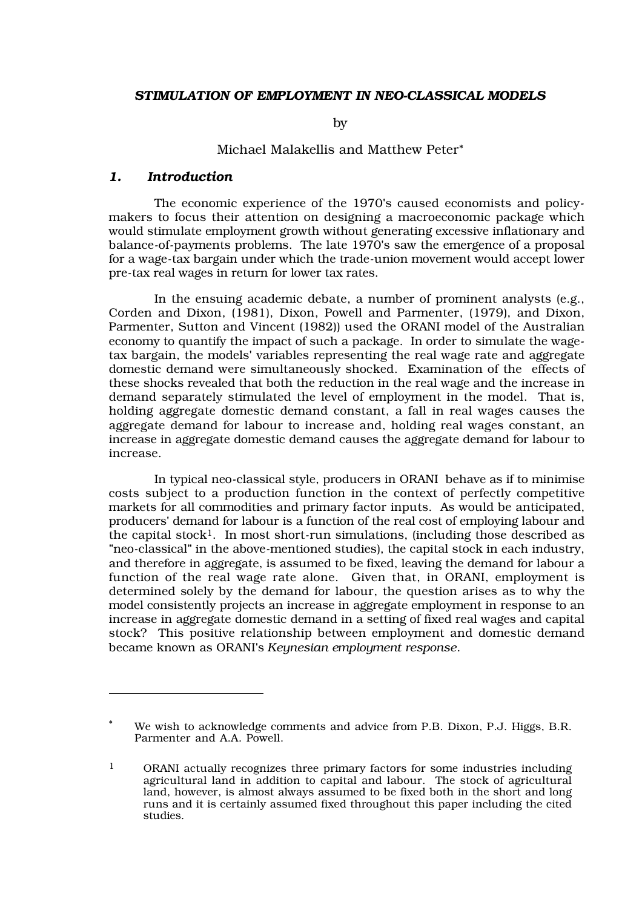## *STIMULATION OF EMPLOYMENT IN NEO-CLASSICAL MODELS*

by

Michael Malakellis and Matthew Peter*

### *1. Introduction*

The economic experience of the 1970's caused economists and policy-makers to focus their attention on designing a macroeconomic package which would stimulate employment growth without generating excessive inflationary and balance-of-payments problems. The late 1970's saw the emergence of a proposal for a wage-tax bargain under which the trade-union movement would accept lower pre-tax real wages in return for lower tax rates.

In the ensuing academic debate, a number of prominent analysts (e.g., Corden and Dixon, (1981), Dixon, Powell and Parmenter, (1979), and Dixon, Parmenter, Sutton and Vincent (1982)) used the ORANI model of the Australian economy to quantify the impact of such a package. In order to simulate the wage-tax bargain, the models' variables representing the real wage rate and aggregate domestic demand were simultaneously shocked. Examination of the effects of these shocks revealed that both the reduction in the real wage and the increase in demand separately stimulated the level of employment in the model. That is, holding aggregate domestic demand constant, a fall in real wages causes the aggregate demand for labour to increase and, holding real wages constant, an increase in aggregate domestic demand causes the aggregate demand for labour to increase.

In typical neo-classical style, producers in ORANI behave as if to minimise costs subject to a production function in the context of perfectly competitive markets for all commodities and primary factor inputs. As would be anticipated, producers' demand for labour is a function of the real cost of employing labour and the capital stock[1]. In most short-run simulations, (including those described as "neo-classical" in the above-mentioned studies), the capital stock in each industry, and therefore in aggregate, is assumed to be fixed, leaving the demand for labour a function of the real wage rate alone. Given that, in ORANI, employment is determined solely by the demand for labour, the question arises as to why the model consistently projects an increase in aggregate employment in response to an increase in aggregate domestic demand in a setting of fixed real wages and capital stock? This positive relationship between employment and domestic demand became known as ORANI's *Keynesian employment response*.

---

\* We wish to acknowledge comments and advice from P.B. Dixon, P.J. Higgs, B.R. Parmenter and A.A. Powell.

[1] ORANI actually recognizes three primary factors for some industries including agricultural land in addition to capital and labour. The stock of agricultural land, however, is almost always assumed to be fixed both in the short and long runs and it is certainly assumed fixed throughout this paper including the cited studies.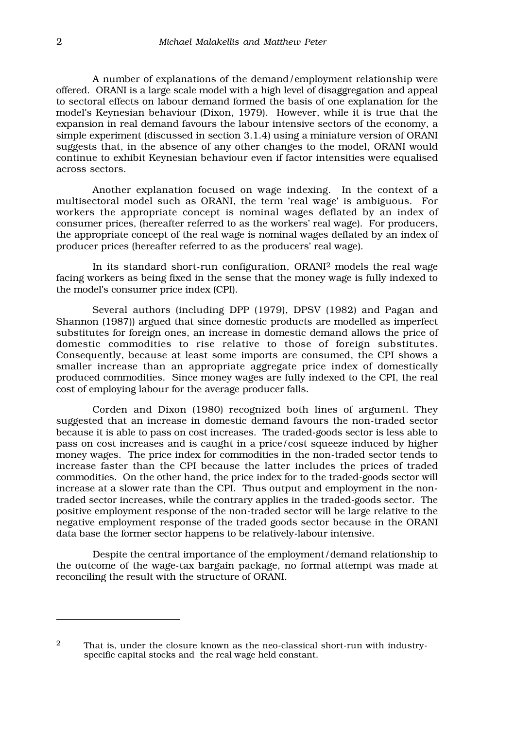A number of explanations of the demand/employment relationship were offered. ORANI is a large scale model with a high level of disaggregation and appeal to sectoral effects on labour demand formed the basis of one explanation for the model's Keynesian behaviour (Dixon, 1979). However, while it is true that the expansion in real demand favours the labour intensive sectors of the economy, a simple experiment (discussed in section 3.1.4) using a miniature version of ORANI suggests that, in the absence of any other changes to the model, ORANI would continue to exhibit Keynesian behaviour even if factor intensities were equalised across sectors.

Another explanation focused on wage indexing. In the context of a multisectoral model such as ORANI, the term 'real wage' is ambiguous. For workers the appropriate concept is nominal wages deflated by an index of consumer prices, (hereafter referred to as the workers' real wage). For producers, the appropriate concept of the real wage is nominal wages deflated by an index of producer prices (hereafter referred to as the producers' real wage).

In its standard short-run configuration, ORANI[2] models the real wage facing workers as being fixed in the sense that the money wage is fully indexed to the model's consumer price index (CPI).

Several authors (including DPP (1979), DPSV (1982) and Pagan and Shannon (1987)) argued that since domestic products are modelled as imperfect substitutes for foreign ones, an increase in domestic demand allows the price of domestic commodities to rise relative to those of foreign substitutes. Consequently, because at least some imports are consumed, the CPI shows a smaller increase than an appropriate aggregate price index of domestically produced commodities. Since money wages are fully indexed to the CPI, the real cost of employing labour for the average producer falls.

Corden and Dixon (1980) recognized both lines of argument. They suggested that an increase in domestic demand favours the non-traded sector because it is able to pass on cost increases. The traded-goods sector is less able to pass on cost increases and is caught in a price/cost squeeze induced by higher money wages. The price index for commodities in the non-traded sector tends to increase faster than the CPI because the latter includes the prices of traded commodities. On the other hand, the price index for to the traded-goods sector will increase at a slower rate than the CPI. Thus output and employment in the non-traded sector increases, while the contrary applies in the traded-goods sector. The positive employment response of the non-traded sector will be large relative to the negative employment response of the traded goods sector because in the ORANI data base the former sector happens to be relatively-labour intensive.

Despite the central importance of the employment/demand relationship to the outcome of the wage-tax bargain package, no formal attempt was made at reconciling the result with the structure of ORANI.

---

[2] That is, under the closure known as the neo-classical short-run with industry-specific capital stocks and the real wage held constant.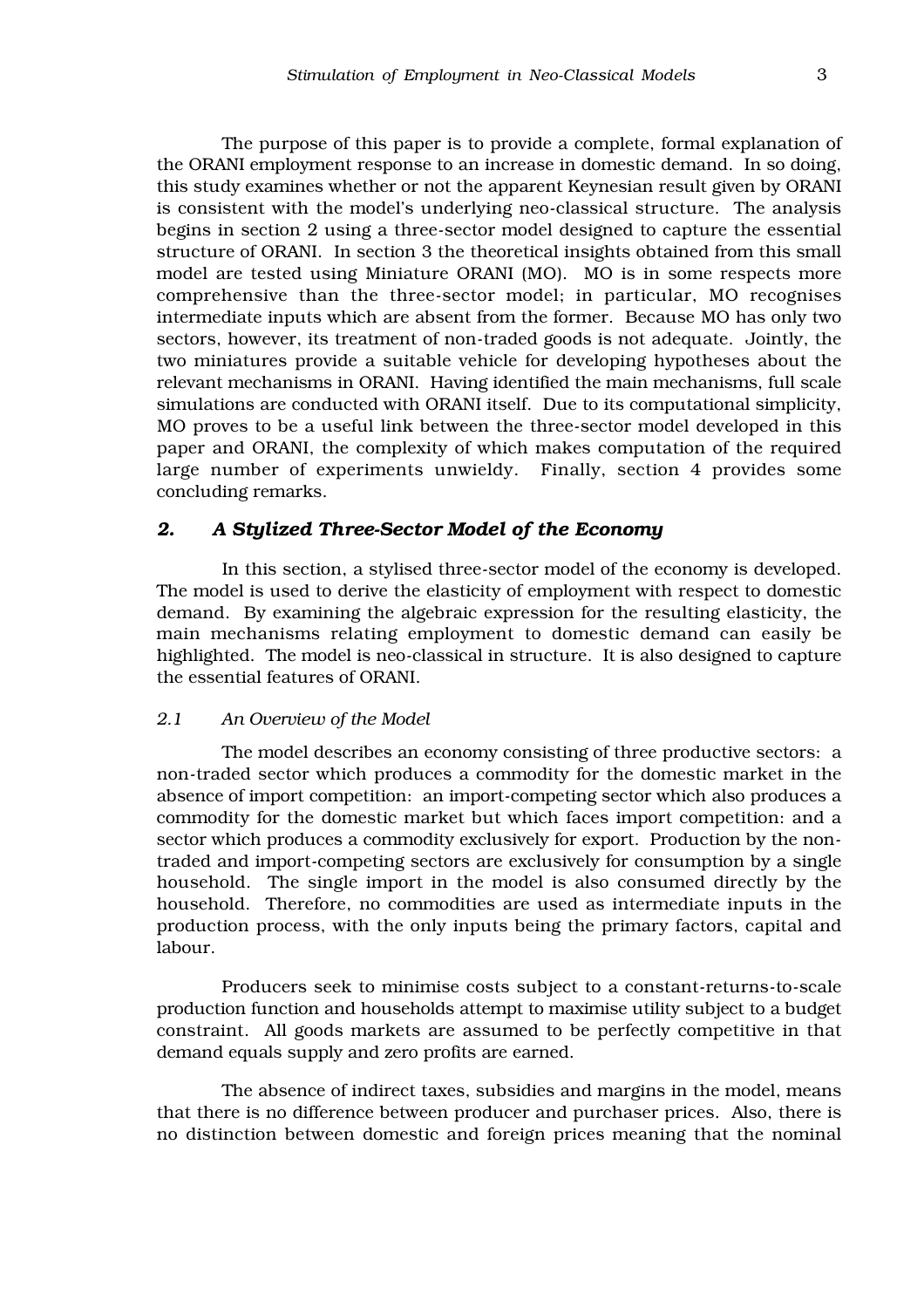The purpose of this paper is to provide a complete, formal explanation of the ORANI employment response to an increase in domestic demand. In so doing, this study examines whether or not the apparent Keynesian result given by ORANI is consistent with the model's underlying neo-classical structure. The analysis begins in section 2 using a three-sector model designed to capture the essential structure of ORANI. In section 3 the theoretical insights obtained from this small model are tested using Miniature ORANI (MO). MO is in some respects more comprehensive than the three-sector model; in particular, MO recognises intermediate inputs which are absent from the former. Because MO has only two sectors, however, its treatment of non-traded goods is not adequate. Jointly, the two miniatures provide a suitable vehicle for developing hypotheses about the relevant mechanisms in ORANI. Having identified the main mechanisms, full scale simulations are conducted with ORANI itself. Due to its computational simplicity, MO proves to be a useful link between the three-sector model developed in this paper and ORANI, the complexity of which makes computation of the required large number of experiments unwieldy. Finally, section 4 provides some concluding remarks.

## *2. A Stylized Three-Sector Model of the Economy*

In this section, a stylised three-sector model of the economy is developed. The model is used to derive the elasticity of employment with respect to domestic demand. By examining the algebraic expression for the resulting elasticity, the main mechanisms relating employment to domestic demand can easily be highlighted. The model is neo-classical in structure. It is also designed to capture the essential features of ORANI.

### *2.1 An Overview of the Model*

The model describes an economy consisting of three productive sectors: a non-traded sector which produces a commodity for the domestic market in the absence of import competition: an import-competing sector which also produces a commodity for the domestic market but which faces import competition: and a sector which produces a commodity exclusively for export. Production by the non-traded and import-competing sectors are exclusively for consumption by a single household. The single import in the model is also consumed directly by the household. Therefore, no commodities are used as intermediate inputs in the production process, with the only inputs being the primary factors, capital and labour.

Producers seek to minimise costs subject to a constant-returns-to-scale production function and households attempt to maximise utility subject to a budget constraint. All goods markets are assumed to be perfectly competitive in that demand equals supply and zero profits are earned.

The absence of indirect taxes, subsidies and margins in the model, means that there is no difference between producer and purchaser prices. Also, there is no distinction between domestic and foreign prices meaning that the nominal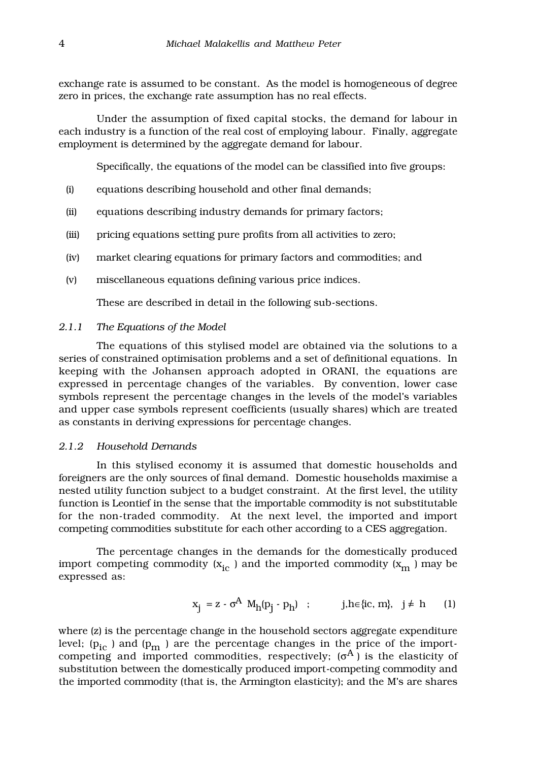exchange rate is assumed to be constant. As the model is homogeneous of degree zero in prices, the exchange rate assumption has no real effects.

Under the assumption of fixed capital stocks, the demand for labour in each industry is a function of the real cost of employing labour. Finally, aggregate employment is determined by the aggregate demand for labour.

Specifically, the equations of the model can be classified into five groups:

(i) equations describing household and other final demands;

(ii) equations describing industry demands for primary factors;

(iii) pricing equations setting pure profits from all activities to zero;

(iv) market clearing equations for primary factors and commodities; and

(v) miscellaneous equations defining various price indices.

These are described in detail in the following sub-sections.

### *2.1.1 The Equations of the Model*

The equations of this stylised model are obtained via the solutions to a series of constrained optimisation problems and a set of definitional equations. In keeping with the Johansen approach adopted in ORANI, the equations are expressed in percentage changes of the variables. By convention, lower case symbols represent the percentage changes in the levels of the model's variables and upper case symbols represent coefficients (usually shares) which are treated as constants in deriving expressions for percentage changes.

### *2.1.2 Household Demands*

In this stylised economy it is assumed that domestic households and foreigners are the only sources of final demand. Domestic households maximise a nested utility function subject to a budget constraint. At the first level, the utility function is Leontief in the sense that the importable commodity is not substitutable for the non-traded commodity. At the next level, the imported and import competing commodities substitute for each other according to a CES aggregation.

The percentage changes in the demands for the domestically produced import competing commodity ($x_{ic}$) and the imported commodity ($x_m$) may be expressed as:

$$x_j = z - \sigma^A M_h(p_j - p_h) \quad ; \qquad j,h \in \{ic, m\}, \quad j \neq h \qquad (1)$$

where (z) is the percentage change in the household sectors aggregate expenditure level; ($p_{ic}$) and ($p_m$) are the percentage changes in the price of the import-competing and imported commodities, respectively; ($\sigma^A$) is the elasticity of substitution between the domestically produced import-competing commodity and the imported commodity (that is, the Armington elasticity); and the M's are shares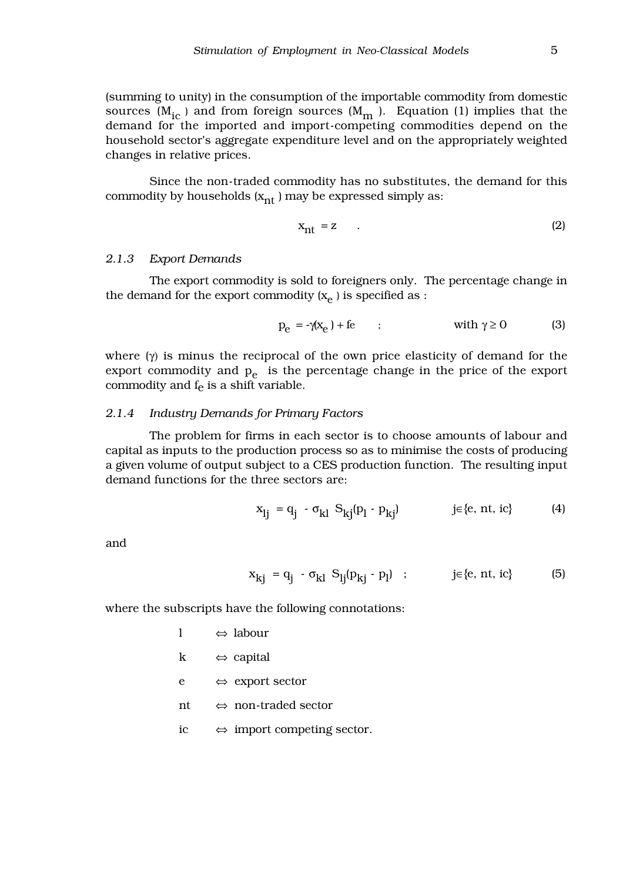(summing to unity) in the consumption of the importable commodity from domestic sources ($M_{ic}$ ) and from foreign sources ($M_m$ ). Equation (1) implies that the demand for the imported and import-competing commodities depend on the household sector's aggregate expenditure level and on the appropriately weighted changes in relative prices.

Since the non-traded commodity has no substitutes, the demand for this commodity by households ($x_{nt}$ ) may be expressed simply as:

$$x_{nt} = z \quad . \tag{2}$$

### *2.1.3 Export Demands*

The export commodity is sold to foreigners only. The percentage change in the demand for the export commodity ($x_e$ ) is specified as :

$$p_e = -\gamma(x_e) + fe \quad ; \qquad \text{with } \gamma \geq 0 \tag{3}$$

where ($\gamma$) is minus the reciprocal of the own price elasticity of demand for the export commodity and $p_e$ is the percentage change in the price of the export commodity and $f_e$ is a shift variable.

### *2.1.4 Industry Demands for Primary Factors*

The problem for firms in each sector is to choose amounts of labour and capital as inputs to the production process so as to minimise the costs of producing a given volume of output subject to a CES production function. The resulting input demand functions for the three sectors are:

$$x_{lj} = q_j - \sigma_{kl} S_{kj}(p_l - p_{kj}) \qquad j \in \{e, nt, ic\} \tag{4}$$

and

$$x_{kj} = q_j - \sigma_{kl} S_{lj}(p_{kj} - p_l) \quad ; \qquad j \in \{e, nt, ic\} \tag{5}$$

where the subscripts have the following connotations:

- l ⇔ labour
- k ⇔ capital
- e ⇔ export sector
- nt ⇔ non-traded sector
- ic ⇔ import competing sector.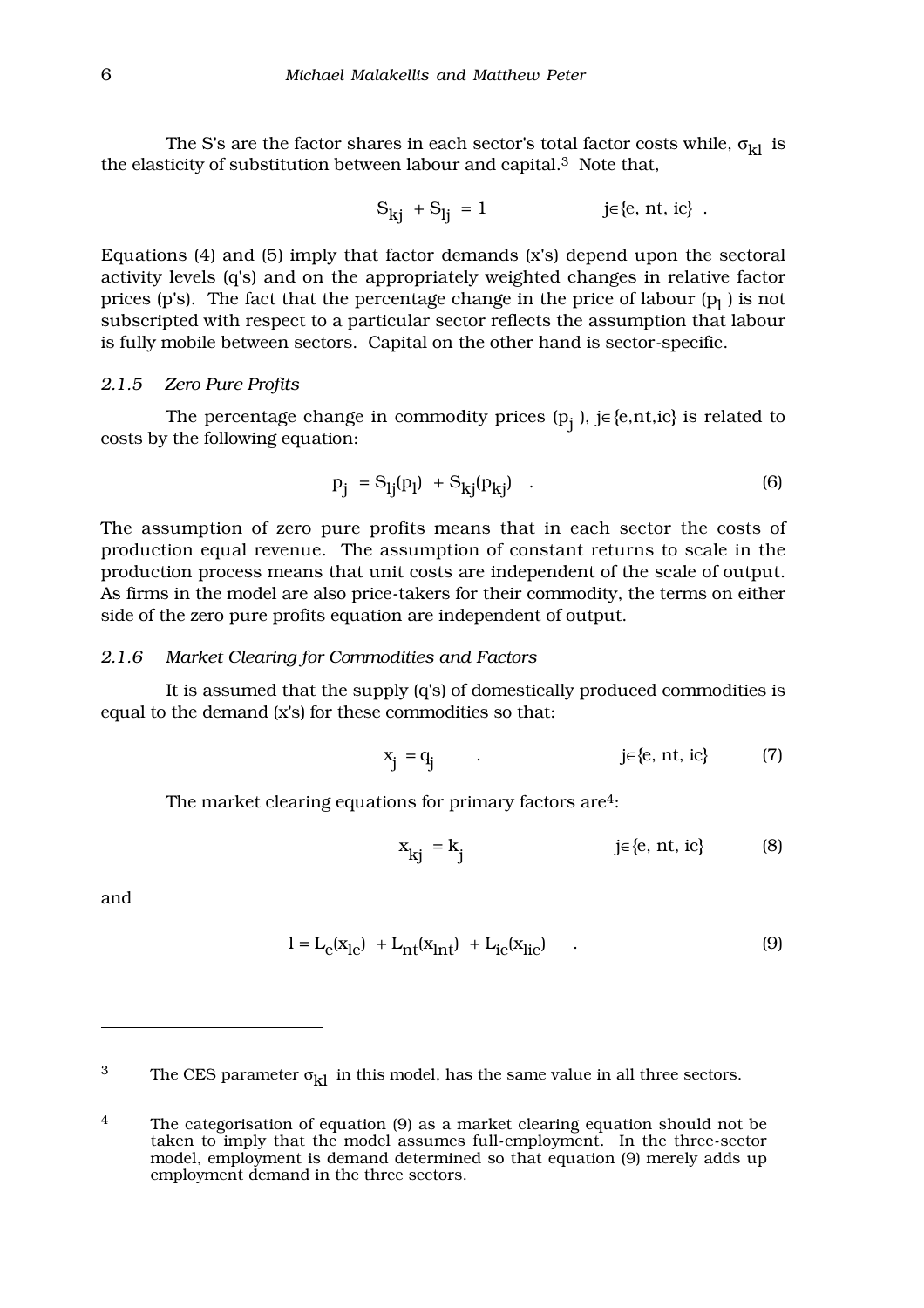The S's are the factor shares in each sector's total factor costs while, $\sigma_{kl}$ is the elasticity of substitution between labour and capital.[3] Note that,

$$S_{kj} + S_{lj} = 1 \qquad j \in \{e, nt, ic\} \quad .$$

Equations (4) and (5) imply that factor demands (x's) depend upon the sectoral activity levels (q's) and on the appropriately weighted changes in relative factor prices (p's). The fact that the percentage change in the price of labour ($p_l$) is not subscripted with respect to a particular sector reflects the assumption that labour is fully mobile between sectors. Capital on the other hand is sector-specific.

### *2.1.5 Zero Pure Profits*

The percentage change in commodity prices ($p_j$), $j \in \{e,nt,ic\}$ is related to costs by the following equation:

$$p_j = S_{lj}(p_l) + S_{kj}(p_{kj}) \quad . \tag{6}$$

The assumption of zero pure profits means that in each sector the costs of production equal revenue. The assumption of constant returns to scale in the production process means that unit costs are independent of the scale of output. As firms in the model are also price-takers for their commodity, the terms on either side of the zero pure profits equation are independent of output.

### *2.1.6 Market Clearing for Commodities and Factors*

It is assumed that the supply (q's) of domestically produced commodities is equal to the demand (x's) for these commodities so that:

$$x_j = q_j \quad . \qquad j \in \{e, nt, ic\} \tag{7}$$

The market clearing equations for primary factors are[4]:

$$x_{kj} = k_j \qquad j \in \{e, nt, ic\} \tag{8}$$

and

$$l = L_e(x_{le}) + L_{nt}(x_{lnt}) + L_{ic}(x_{lic}) \quad . \tag{9}$$

---

[3] The CES parameter $\sigma_{kl}$ in this model, has the same value in all three sectors.

[4] The categorisation of equation (9) as a market clearing equation should not be taken to imply that the model assumes full-employment. In the three-sector model, employment is demand determined so that equation (9) merely adds up employment demand in the three sectors.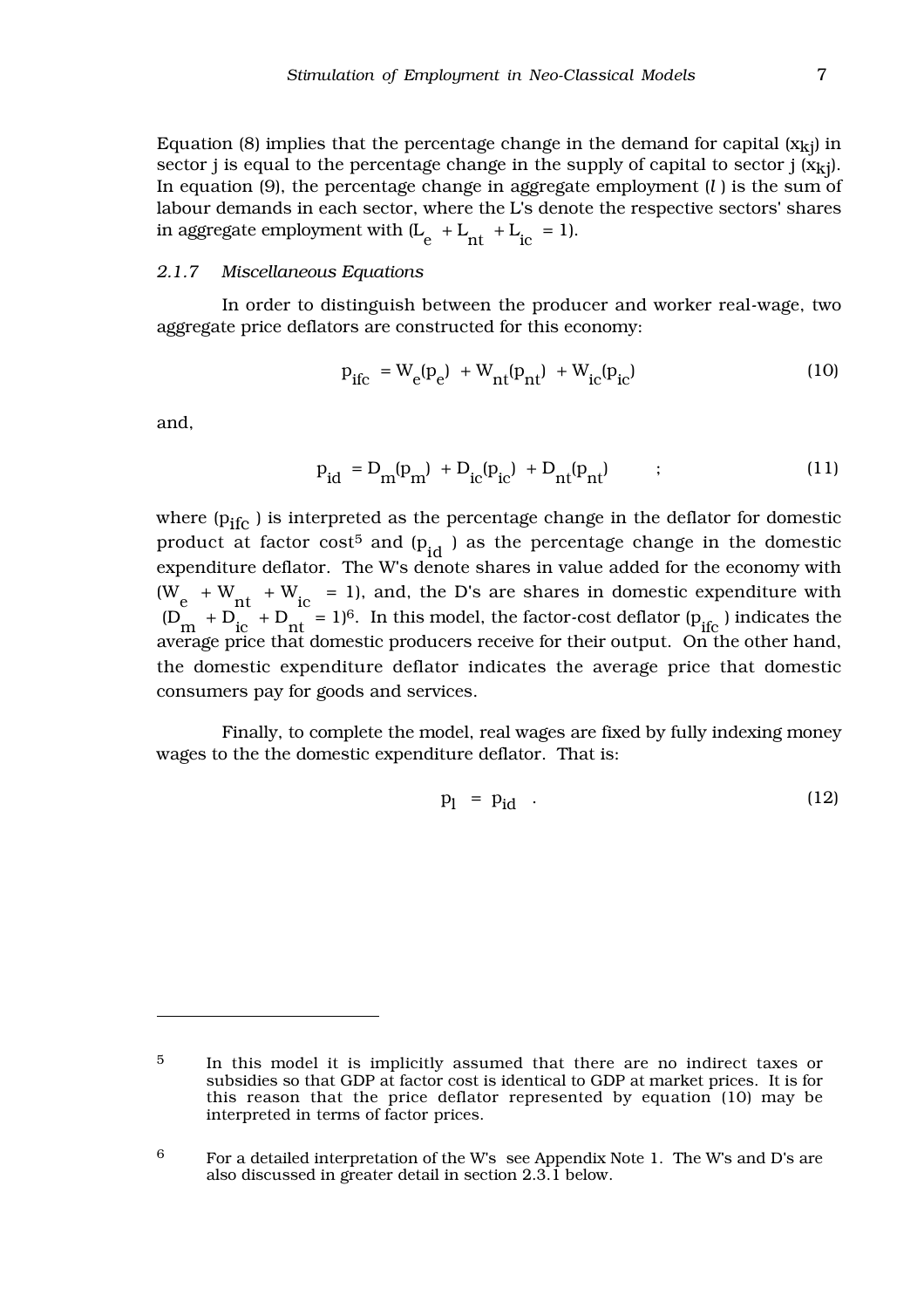Equation (8) implies that the percentage change in the demand for capital ($x_{kj}$) in sector j is equal to the percentage change in the supply of capital to sector j ($x_{kj}$). In equation (9), the percentage change in aggregate employment ($l$) is the sum of labour demands in each sector, where the L's denote the respective sectors' shares in aggregate employment with ($L_e + L_{nt} + L_{ic} = 1$).

### 2.1.7 *Miscellaneous Equations*

In order to distinguish between the producer and worker real-wage, two aggregate price deflators are constructed for this economy:

$$p_{ifc} = W_e(p_e) + W_{nt}(p_{nt}) + W_{ic}(p_{ic}) \tag{10}$$

and,

$$p_{id} = D_m(p_m) + D_{ic}(p_{ic}) + D_{nt}(p_{nt}) \quad ; \tag{11}$$

where ($p_{ifc}$) is interpreted as the percentage change in the deflator for domestic product at factor cost[5] and ($p_{id}$) as the percentage change in the domestic expenditure deflator. The W's denote shares in value added for the economy with ($W_e + W_{nt} + W_{ic} = 1$), and, the D's are shares in domestic expenditure with ($D_m + D_{ic} + D_{nt} = 1$)[6]. In this model, the factor-cost deflator ($p_{ifc}$) indicates the average price that domestic producers receive for their output. On the other hand, the domestic expenditure deflator indicates the average price that domestic consumers pay for goods and services.

Finally, to complete the model, real wages are fixed by fully indexing money wages to the the domestic expenditure deflator. That is:

$$p_l = p_{id} \quad . \tag{12}$$

---

[5] In this model it is implicitly assumed that there are no indirect taxes or subsidies so that GDP at factor cost is identical to GDP at market prices. It is for this reason that the price deflator represented by equation (10) may be interpreted in terms of factor prices.

[6] For a detailed interpretation of the W's see Appendix Note 1. The W's and D's are also discussed in greater detail in section 2.3.1 below.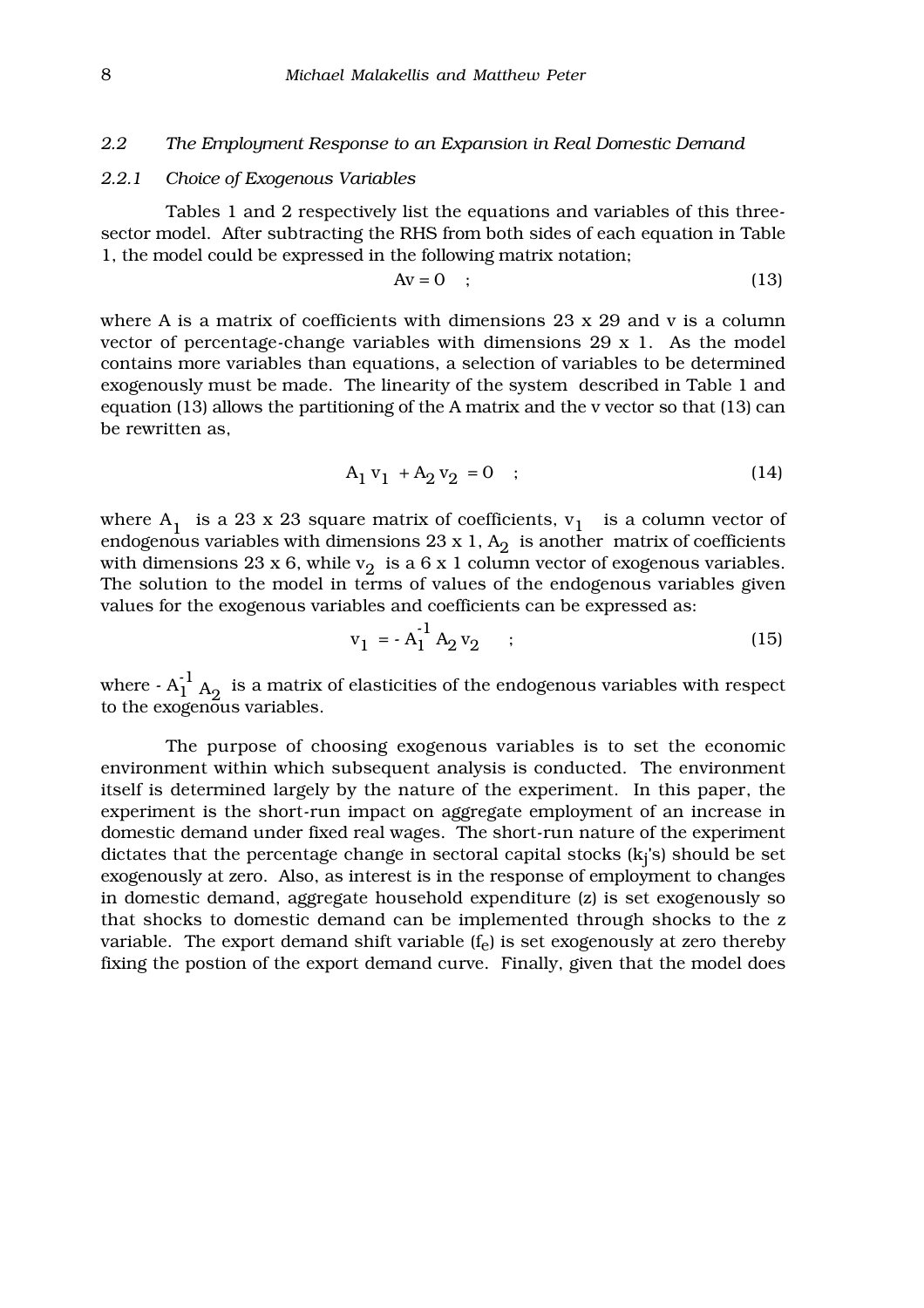## 2.2 The Employment Response to an Expansion in Real Domestic Demand

### 2.2.1 Choice of Exogenous Variables

Tables 1 and 2 respectively list the equations and variables of this three-sector model. After subtracting the RHS from both sides of each equation in Table 1, the model could be expressed in the following matrix notation;

$$Av = 0 \quad ; \tag{13}$$

where A is a matrix of coefficients with dimensions 23 x 29 and v is a column vector of percentage-change variables with dimensions 29 x 1. As the model contains more variables than equations, a selection of variables to be determined exogenously must be made. The linearity of the system described in Table 1 and equation (13) allows the partitioning of the A matrix and the v vector so that (13) can be rewritten as,

$$A_1 v_1 + A_2 v_2 = 0 \quad ; \tag{14}$$

where $A_1$ is a 23 x 23 square matrix of coefficients, $v_1$ is a column vector of endogenous variables with dimensions 23 x 1, $A_2$ is another matrix of coefficients with dimensions 23 x 6, while $v_2$ is a 6 x 1 column vector of exogenous variables. The solution to the model in terms of values of the endogenous variables given values for the exogenous variables and coefficients can be expressed as:

$$v_1 = - A_1^{-1} A_2 v_2 \quad ; \tag{15}$$

where $- A_1^{-1} A_2$ is a matrix of elasticities of the endogenous variables with respect to the exogenous variables.

The purpose of choosing exogenous variables is to set the economic environment within which subsequent analysis is conducted. The environment itself is determined largely by the nature of the experiment. In this paper, the experiment is the short-run impact on aggregate employment of an increase in domestic demand under fixed real wages. The short-run nature of the experiment dictates that the percentage change in sectoral capital stocks ($k_j$'s) should be set exogenously at zero. Also, as interest is in the response of employment to changes in domestic demand, aggregate household expenditure (z) is set exogenously so that shocks to domestic demand can be implemented through shocks to the z variable. The export demand shift variable ($f_e$) is set exogenously at zero thereby fixing the postion of the export demand curve. Finally, given that the model does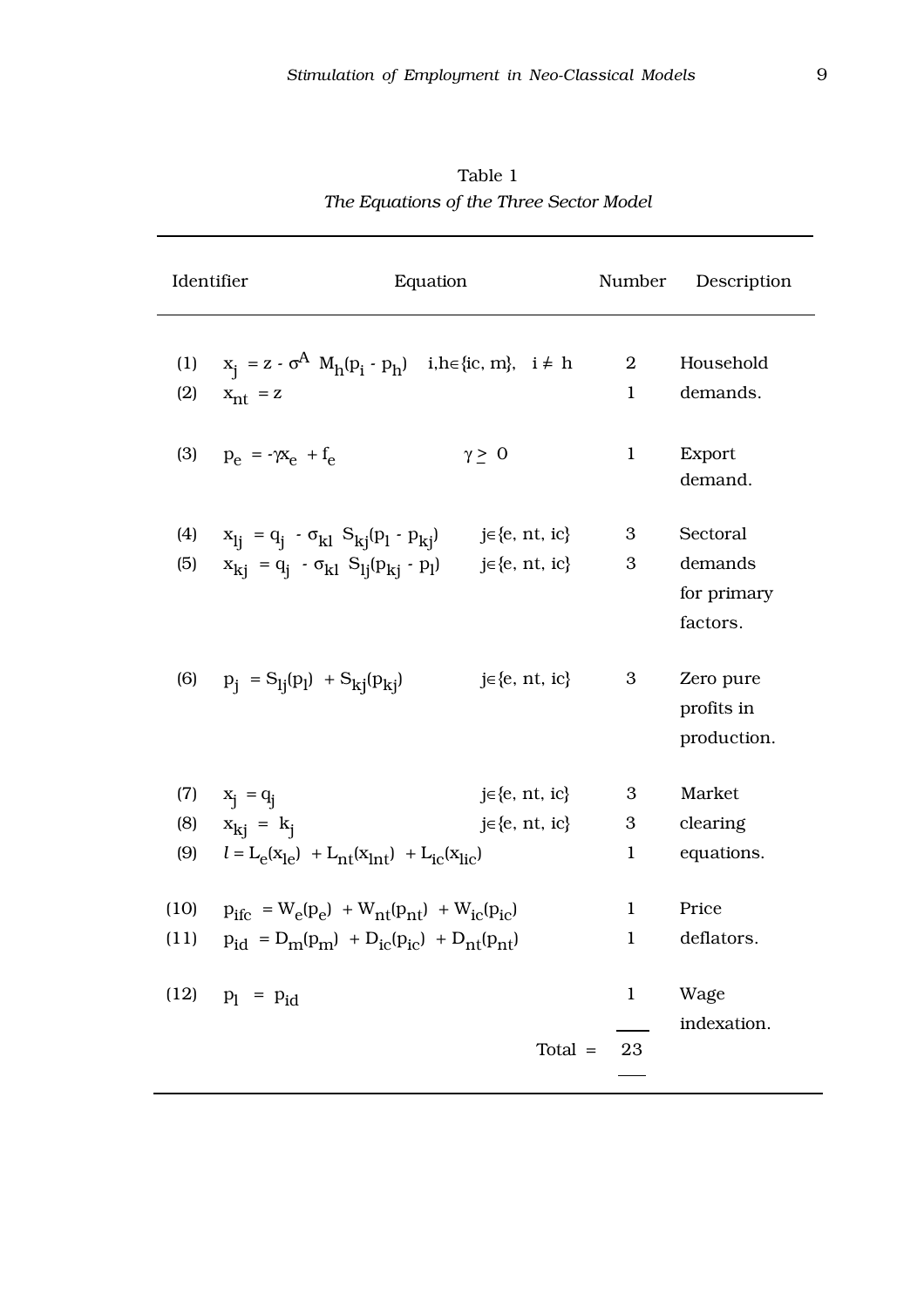Table 1

*The Equations of the Three Sector Model*

| Identifier | Equation | | Number | Description |
|---|---|---|---|---|
| (1) | $x_j = z - \sigma^A M_h(p_i - p_h)$ | $i,h \in \{ic, m\}, \quad i \neq h$ | 2 | Household |
| (2) | $x_{nt} = z$ | | 1 | demands. |
| (3) | $p_e = -\gamma x_e + f_e$ | $\gamma \geq 0$ | 1 | Export demand. |
| (4) | $x_{lj} = q_j - \sigma_{kl} S_{kj}(p_l - p_{kj})$ | $j \in \{e, nt, ic\}$ | 3 | Sectoral |
| (5) | $x_{kj} = q_j - \sigma_{kl} S_{lj}(p_{kj} - p_l)$ | $j \in \{e, nt, ic\}$ | 3 | demands for primary factors. |
| (6) | $p_j = S_{lj}(p_l) + S_{kj}(p_{kj})$ | $j \in \{e, nt, ic\}$ | 3 | Zero pure profits in production. |
| (7) | $x_j = q_j$ | $j \in \{e, nt, ic\}$ | 3 | Market |
| (8) | $x_{kj} = k_j$ | $j \in \{e, nt, ic\}$ | 3 | clearing |
| (9) | $l = L_e(x_{le}) + L_{nt}(x_{lnt}) + L_{ic}(x_{lic})$ | | 1 | equations. |
| (10) | $p_{ifc} = W_e(p_e) + W_{nt}(p_{nt}) + W_{ic}(p_{ic})$ | | 1 | Price |
| (11) | $p_{id} = D_m(p_m) + D_{ic}(p_{ic}) + D_{nt}(p_{nt})$ | | 1 | deflators. |
| (12) | $p_l = p_{id}$ | | 1 | Wage indexation. |
| | | Total = | 23 | |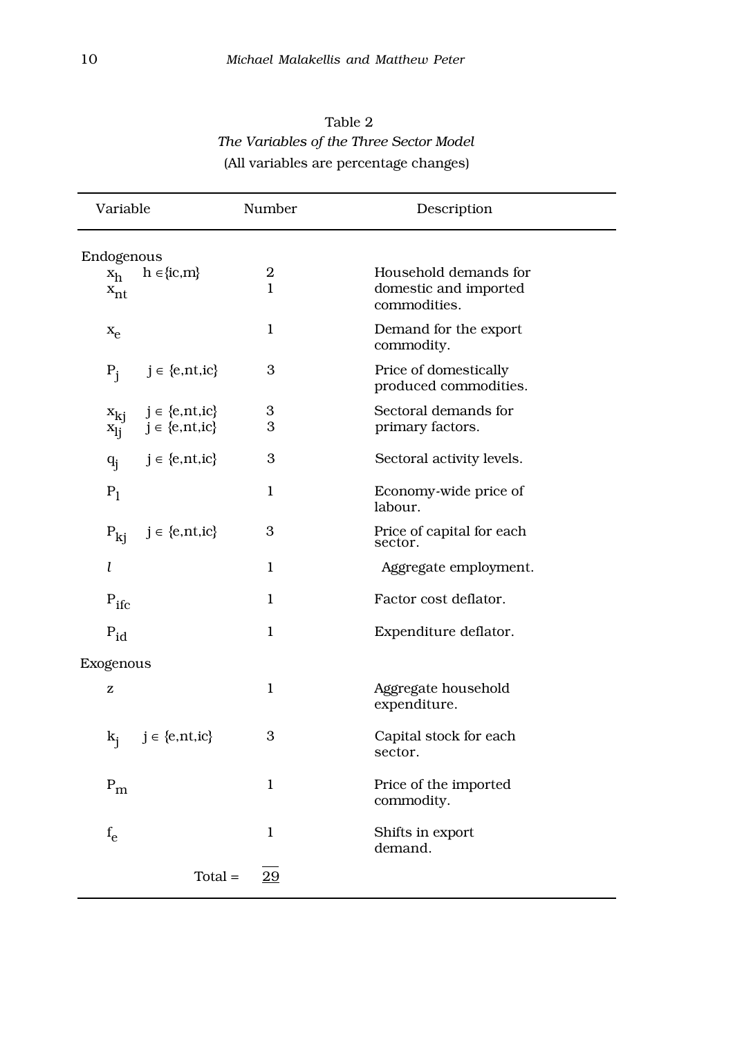Table 2

*The Variables of the Three Sector Model*

(All variables are percentage changes)

| Variable | Number | Description |
|---|---|---|
| **Endogenous** | | |
| $x_h$ $h \in \{ic,m\}$ | 2 | Household demands for domestic and imported commodities. |
| $x_{nt}$ | 1 | |
| $x_e$ | 1 | Demand for the export commodity. |
| $P_j$ $j \in \{e,nt,ic\}$ | 3 | Price of domestically produced commodities. |
| $x_{kj}$ $j \in \{e,nt,ic\}$ | 3 | Sectoral demands for primary factors. |
| $x_{lj}$ $j \in \{e,nt,ic\}$ | 3 | |
| $q_j$ $j \in \{e,nt,ic\}$ | 3 | Sectoral activity levels. |
| $P_l$ | 1 | Economy-wide price of labour. |
| $P_{kj}$ $j \in \{e,nt,ic\}$ | 3 | Price of capital for each sector. |
| $l$ | 1 | Aggregate employment. |
| $P_{ifc}$ | 1 | Factor cost deflator. |
| $P_{id}$ | 1 | Expenditure deflator. |
| **Exogenous** | | |
| $z$ | 1 | Aggregate household expenditure. |
| $k_j$ $j \in \{e,nt,ic\}$ | 3 | Capital stock for each sector. |
| $P_m$ | 1 | Price of the imported commodity. |
| $f_e$ | 1 | Shifts in export demand. |
| Total = | 29 | |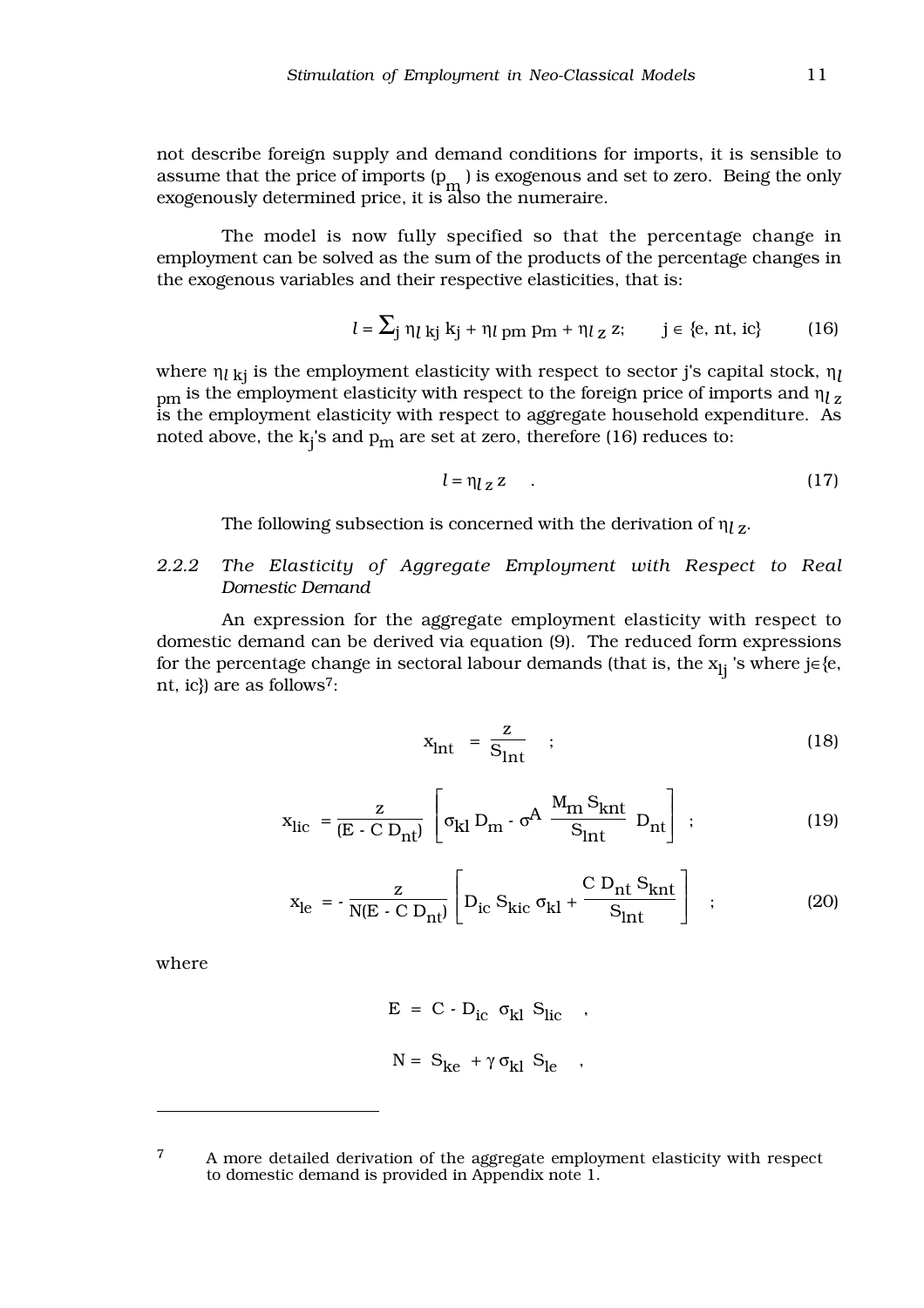not describe foreign supply and demand conditions for imports, it is sensible to assume that the price of imports ($p_m$) is exogenous and set to zero. Being the only exogenously determined price, it is also the numeraire.

The model is now fully specified so that the percentage change in employment can be solved as the sum of the products of the percentage changes in the exogenous variables and their respective elasticities, that is:

$$l = \sum_j \eta_{l\,kj}\, k_j + \eta_{l\,pm}\, p_m + \eta_{l\,z}\, z; \qquad j \in \{e, nt, ic\} \tag{16}$$

where $\eta_{l\,kj}$ is the employment elasticity with respect to sector j's capital stock, $\eta_{l\,pm}$ is the employment elasticity with respect to the foreign price of imports and $\eta_{l\,z}$ is the employment elasticity with respect to aggregate household expenditure. As noted above, the $k_j$'s and $p_m$ are set at zero, therefore (16) reduces to:

$$l = \eta_{l\,z}\, z \quad . \tag{17}$$

The following subsection is concerned with the derivation of $\eta_{l\,z}$.

### 2.2.2 *The Elasticity of Aggregate Employment with Respect to Real Domestic Demand*

An expression for the aggregate employment elasticity with respect to domestic demand can be derived via equation (9). The reduced form expressions for the percentage change in sectoral labour demands (that is, the $x_{lj}$'s where $j \in \{e, nt, ic\}$) are as follows[7]:

$$x_{lnt} = \frac{z}{S_{lnt}} \quad ; \tag{18}$$

$$x_{lic} = \frac{z}{(E - C\,D_{nt})} \left[ \sigma_{kl}\, D_m - \sigma^A \, \frac{M_m\, S_{knt}}{S_{lnt}}\, D_{nt} \right] \quad ; \tag{19}$$

$$x_{le} = - \frac{z}{N(E - C\,D_{nt})} \left[ D_{ic}\, S_{kic}\, \sigma_{kl} + \frac{C\, D_{nt}\, S_{knt}}{S_{lnt}} \right] \quad ; \tag{20}$$

where

$$E = C - D_{ic}\, \sigma_{kl}\, S_{lic} \quad ,$$

$$N = S_{ke} + \gamma\, \sigma_{kl}\, S_{le} \quad ,$$

---

[7] A more detailed derivation of the aggregate employment elasticity with respect to domestic demand is provided in Appendix note 1.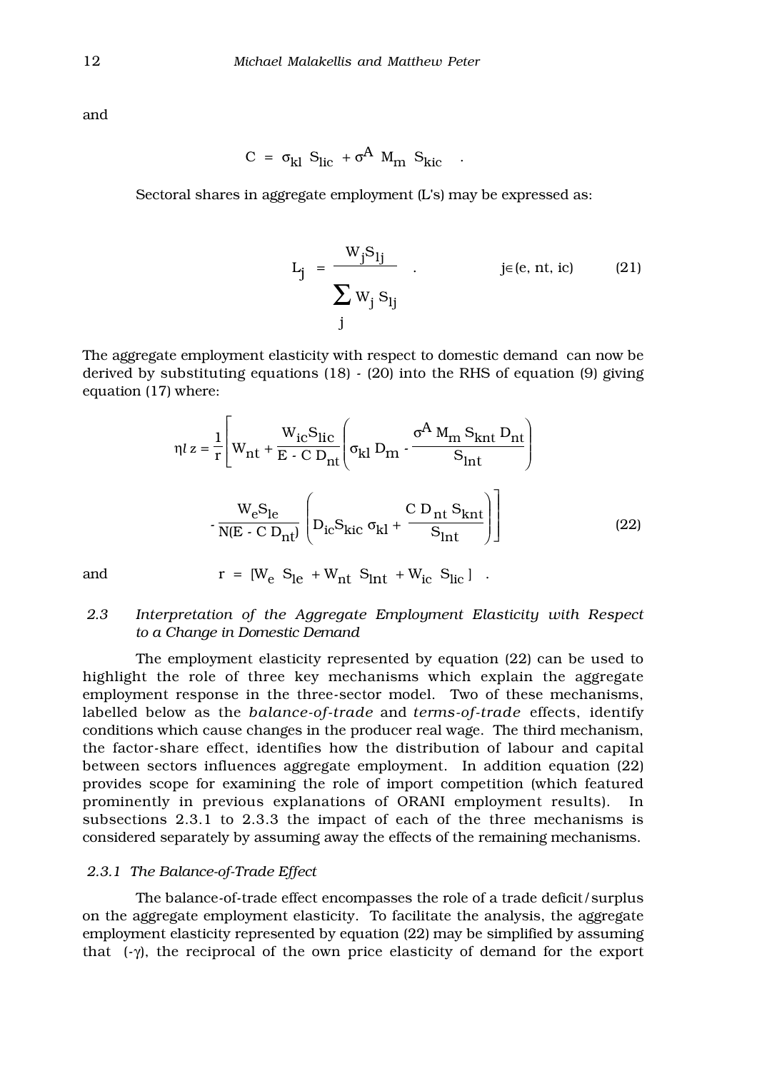and

$$C = \sigma_{kl} S_{lic} + \sigma^{A} M_m S_{kic} \quad .$$

Sectoral shares in aggregate employment (L's) may be expressed as:

$$L_j = \frac{W_j S_{lj}}{\sum_j W_j S_{lj}} \quad . \qquad j \in (e, nt, ic) \qquad (21)$$

The aggregate employment elasticity with respect to domestic demand can now be derived by substituting equations (18) - (20) into the RHS of equation (9) giving equation (17) where:

$$\eta l z = \frac{1}{r}\left[ W_{nt} + \frac{W_{ic} S_{lic}}{E - C D_{nt}} \left( \sigma_{kl} D_m - \frac{\sigma^{A} M_m S_{knt} D_{nt}}{S_{lnt}} \right) - \frac{W_e S_{le}}{N(E - C D_{nt})} \left( D_{ic} S_{kic} \sigma_{kl} + \frac{C D_{nt} S_{knt}}{S_{lnt}} \right) \right] \qquad (22)$$

and $\qquad r = [W_e \; S_{le} + W_{nt} \; S_{lnt} + W_{ic} \; S_{lic}] \quad .$

### 2.3 *Interpretation of the Aggregate Employment Elasticity with Respect to a Change in Domestic Demand*

The employment elasticity represented by equation (22) can be used to highlight the role of three key mechanisms which explain the aggregate employment response in the three-sector model. Two of these mechanisms, labelled below as the *balance-of-trade* and *terms-of-trade* effects, identify conditions which cause changes in the producer real wage. The third mechanism, the factor-share effect, identifies how the distribution of labour and capital between sectors influences aggregate employment. In addition equation (22) provides scope for examining the role of import competition (which featured prominently in previous explanations of ORANI employment results). In subsections 2.3.1 to 2.3.3 the impact of each of the three mechanisms is considered separately by assuming away the effects of the remaining mechanisms.

#### *2.3.1 The Balance-of-Trade Effect*

The balance-of-trade effect encompasses the role of a trade deficit/surplus on the aggregate employment elasticity. To facilitate the analysis, the aggregate employment elasticity represented by equation (22) may be simplified by assuming that ($-\gamma$), the reciprocal of the own price elasticity of demand for the export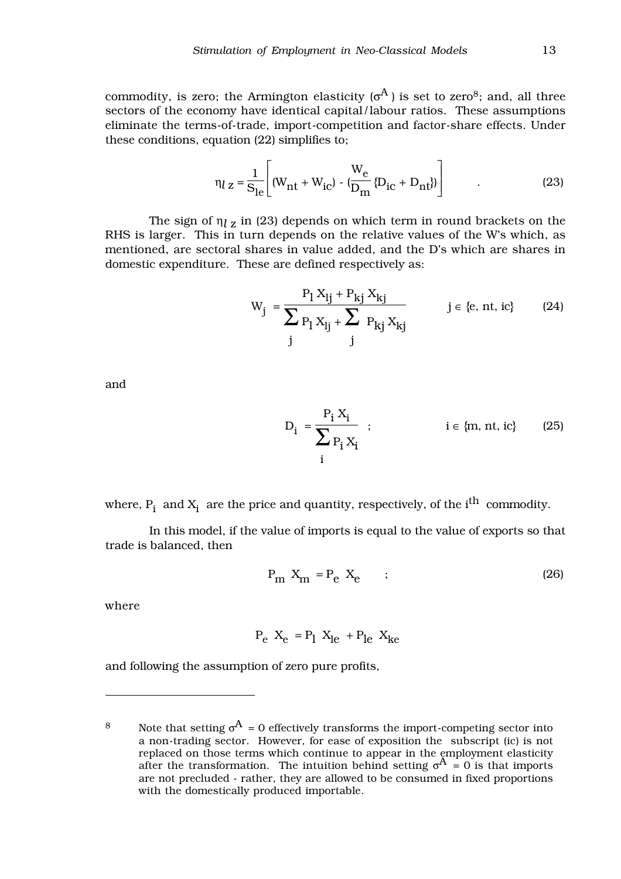commodity, is zero; the Armington elasticity ($\sigma^A$) is set to zero[8]; and, all three sectors of the economy have identical capital/labour ratios. These assumptions eliminate the terms-of-trade, import-competition and factor-share effects. Under these conditions, equation (22) simplifies to;

$$\eta_{l\,z} = \frac{1}{S_{le}}\left[ (W_{nt} + W_{ic}) - (\frac{W_e}{D_m}\{D_{ic} + D_{nt}\}) \right] \quad . \tag{23}$$

The sign of $\eta_{l\,z}$ in (23) depends on which term in round brackets on the RHS is larger. This in turn depends on the relative values of the W's which, as mentioned, are sectoral shares in value added, and the D's which are shares in domestic expenditure. These are defined respectively as:

$$W_j = \frac{P_l X_{lj} + P_{kj} X_{kj}}{\sum_j P_l X_{lj} + \sum_j P_{kj} X_{kj}} \qquad j \in \{e, nt, ic\} \tag{24}$$

and

$$D_i = \frac{P_i X_i}{\sum_i P_i X_i} \quad ; \qquad i \in \{m, nt, ic\} \tag{25}$$

where, $P_i$ and $X_i$ are the price and quantity, respectively, of the $i^{th}$ commodity.

In this model, if the value of imports is equal to the value of exports so that trade is balanced, then

$$P_m X_m = P_e X_e \quad ; \tag{26}$$

where

$$P_e X_e = P_l X_{le} + P_{le} X_{ke}$$

and following the assumption of zero pure profits,

---

[8] Note that setting $\sigma^A = 0$ effectively transforms the import-competing sector into a non-trading sector. However, for ease of exposition the subscript (ic) is not replaced on those terms which continue to appear in the employment elasticity after the transformation. The intuition behind setting $\sigma^A = 0$ is that imports are not precluded - rather, they are allowed to be consumed in fixed proportions with the domestically produced importable.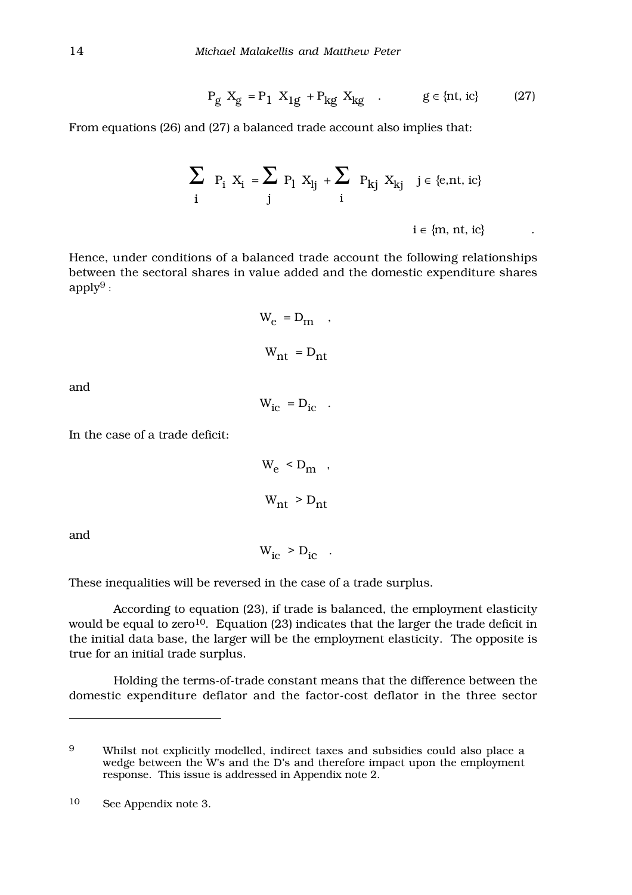$$P_g \; X_g = P_l \; X_{lg} + P_{kg} \; X_{kg} \quad . \qquad g \in \{nt, ic\} \qquad (27)$$

From equations (26) and (27) a balanced trade account also implies that:

$$\sum_i P_i \; X_i = \sum_j P_l \; X_{lj} + \sum_i P_{kj} \; X_{kj} \quad j \in \{e, nt, ic\}$$

$$i \in \{m, nt, ic\} \qquad .$$

Hence, under conditions of a balanced trade account the following relationships between the sectoral shares in value added and the domestic expenditure shares apply[9] :

$$W_e = D_m \quad ,$$

$$W_{nt} = D_{nt}$$

and

$$W_{ic} = D_{ic} \quad .$$

In the case of a trade deficit:

$$W_e < D_m \quad ,$$

$$W_{nt} > D_{nt}$$

and

$$W_{ic} > D_{ic} \quad .$$

These inequalities will be reversed in the case of a trade surplus.

According to equation (23), if trade is balanced, the employment elasticity would be equal to zero[10]. Equation (23) indicates that the larger the trade deficit in the initial data base, the larger will be the employment elasticity. The opposite is true for an initial trade surplus.

Holding the terms-of-trade constant means that the difference between the domestic expenditure deflator and the factor-cost deflator in the three sector

---

[9] Whilst not explicitly modelled, indirect taxes and subsidies could also place a wedge between the W's and the D's and therefore impact upon the employment response. This issue is addressed in Appendix note 2.

[10] See Appendix note 3.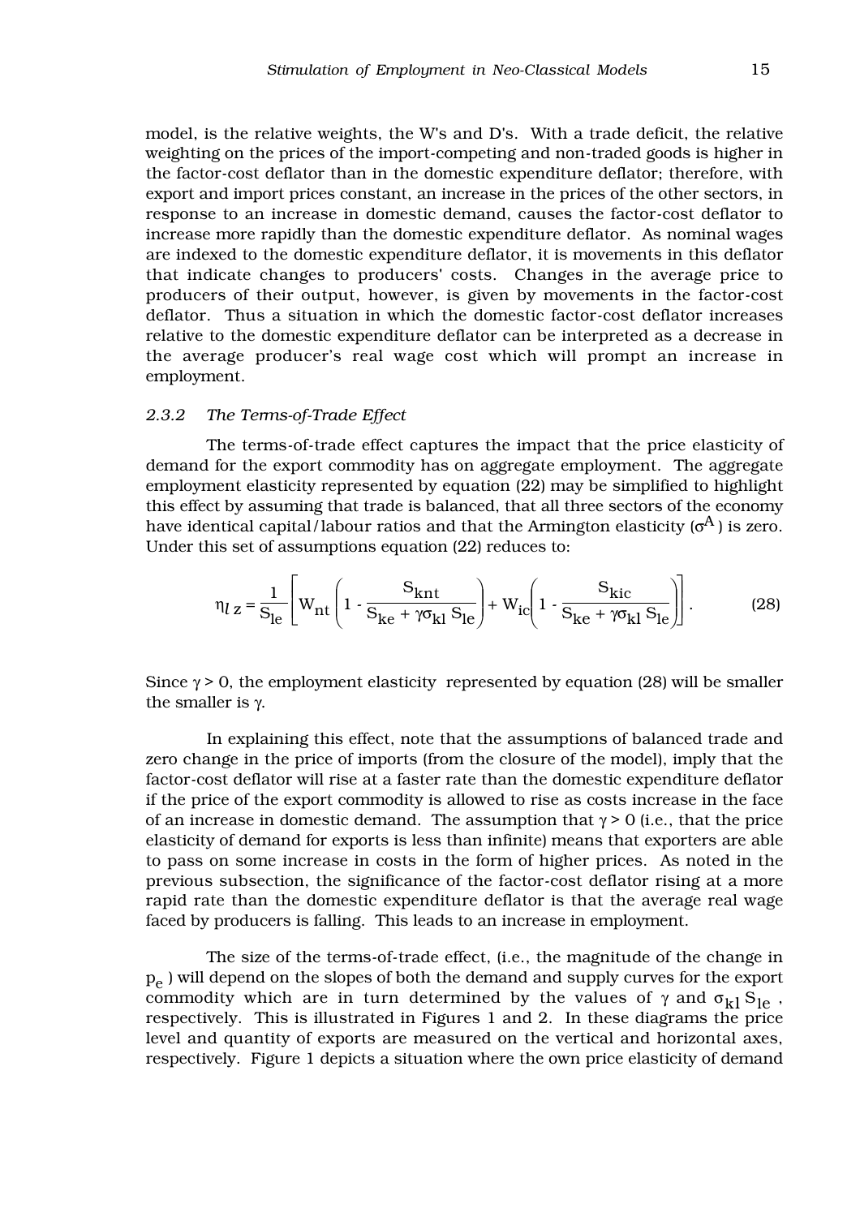model, is the relative weights, the W's and D's. With a trade deficit, the relative weighting on the prices of the import-competing and non-traded goods is higher in the factor-cost deflator than in the domestic expenditure deflator; therefore, with export and import prices constant, an increase in the prices of the other sectors, in response to an increase in domestic demand, causes the factor-cost deflator to increase more rapidly than the domestic expenditure deflator. As nominal wages are indexed to the domestic expenditure deflator, it is movements in this deflator that indicate changes to producers' costs. Changes in the average price to producers of their output, however, is given by movements in the factor-cost deflator. Thus a situation in which the domestic factor-cost deflator increases relative to the domestic expenditure deflator can be interpreted as a decrease in the average producer's real wage cost which will prompt an increase in employment.

### *2.3.2 The Terms-of-Trade Effect*

The terms-of-trade effect captures the impact that the price elasticity of demand for the export commodity has on aggregate employment. The aggregate employment elasticity represented by equation (22) may be simplified to highlight this effect by assuming that trade is balanced, that all three sectors of the economy have identical capital/labour ratios and that the Armington elasticity ($\sigma^A$) is zero. Under this set of assumptions equation (22) reduces to:

$$\eta_{l\,z} = \frac{1}{S_{le}} \left[ W_{nt} \left( 1 - \frac{S_{knt}}{S_{ke} + \gamma\sigma_{kl}\, S_{le}} \right) + W_{ic} \left( 1 - \frac{S_{kic}}{S_{ke} + \gamma\sigma_{kl}\, S_{le}} \right) \right]. \tag{28}$$

Since $\gamma > 0$, the employment elasticity represented by equation (28) will be smaller the smaller is $\gamma$.

In explaining this effect, note that the assumptions of balanced trade and zero change in the price of imports (from the closure of the model), imply that the factor-cost deflator will rise at a faster rate than the domestic expenditure deflator if the price of the export commodity is allowed to rise as costs increase in the face of an increase in domestic demand. The assumption that $\gamma > 0$ (i.e., that the price elasticity of demand for exports is less than infinite) means that exporters are able to pass on some increase in costs in the form of higher prices. As noted in the previous subsection, the significance of the factor-cost deflator rising at a more rapid rate than the domestic expenditure deflator is that the average real wage faced by producers is falling. This leads to an increase in employment.

The size of the terms-of-trade effect, (i.e., the magnitude of the change in $p_e$) will depend on the slopes of both the demand and supply curves for the export commodity which are in turn determined by the values of $\gamma$ and $\sigma_{kl}\, S_{le}$, respectively. This is illustrated in Figures 1 and 2. In these diagrams the price level and quantity of exports are measured on the vertical and horizontal axes, respectively. Figure 1 depicts a situation where the own price elasticity of demand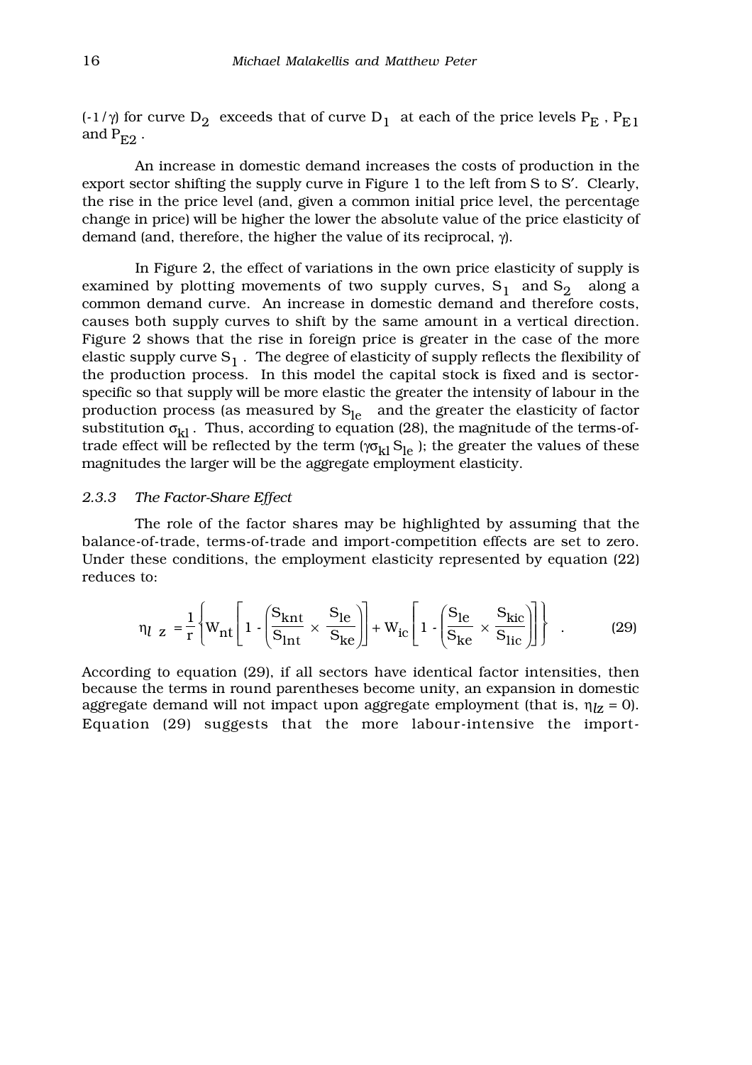($-1/\gamma$) for curve $D_2$ exceeds that of curve $D_1$ at each of the price levels $P_E$, $P_{E1}$ and $P_{E2}$.

An increase in domestic demand increases the costs of production in the export sector shifting the supply curve in Figure 1 to the left from S to S′. Clearly, the rise in the price level (and, given a common initial price level, the percentage change in price) will be higher the lower the absolute value of the price elasticity of demand (and, therefore, the higher the value of its reciprocal, $\gamma$).

In Figure 2, the effect of variations in the own price elasticity of supply is examined by plotting movements of two supply curves, $S_1$ and $S_2$ along a common demand curve. An increase in domestic demand and therefore costs, causes both supply curves to shift by the same amount in a vertical direction. Figure 2 shows that the rise in foreign price is greater in the case of the more elastic supply curve $S_1$. The degree of elasticity of supply reflects the flexibility of the production process. In this model the capital stock is fixed and is sector-specific so that supply will be more elastic the greater the intensity of labour in the production process (as measured by $S_{le}$ and the greater the elasticity of factor substitution $\sigma_{kl}$. Thus, according to equation (28), the magnitude of the terms-of-trade effect will be reflected by the term ($\gamma\sigma_{kl} S_{le}$); the greater the values of these magnitudes the larger will be the aggregate employment elasticity.

### *2.3.3 The Factor-Share Effect*

The role of the factor shares may be highlighted by assuming that the balance-of-trade, terms-of-trade and import-competition effects are set to zero. Under these conditions, the employment elasticity represented by equation (22) reduces to:

$$\eta_{l\ z} = \frac{1}{r}\left\{ W_{nt}\left[1 - \left(\frac{S_{knt}}{S_{lnt}} \times \frac{S_{le}}{S_{ke}}\right)\right] + W_{ic}\left[1 - \left(\frac{S_{le}}{S_{ke}} \times \frac{S_{kic}}{S_{lic}}\right)\right]\right\} \quad . \tag{29}$$

According to equation (29), if all sectors have identical factor intensities, then because the terms in round parentheses become unity, an expansion in domestic aggregate demand will not impact upon aggregate employment (that is, $\eta_{lz} = 0$). Equation (29) suggests that the more labour-intensive the import-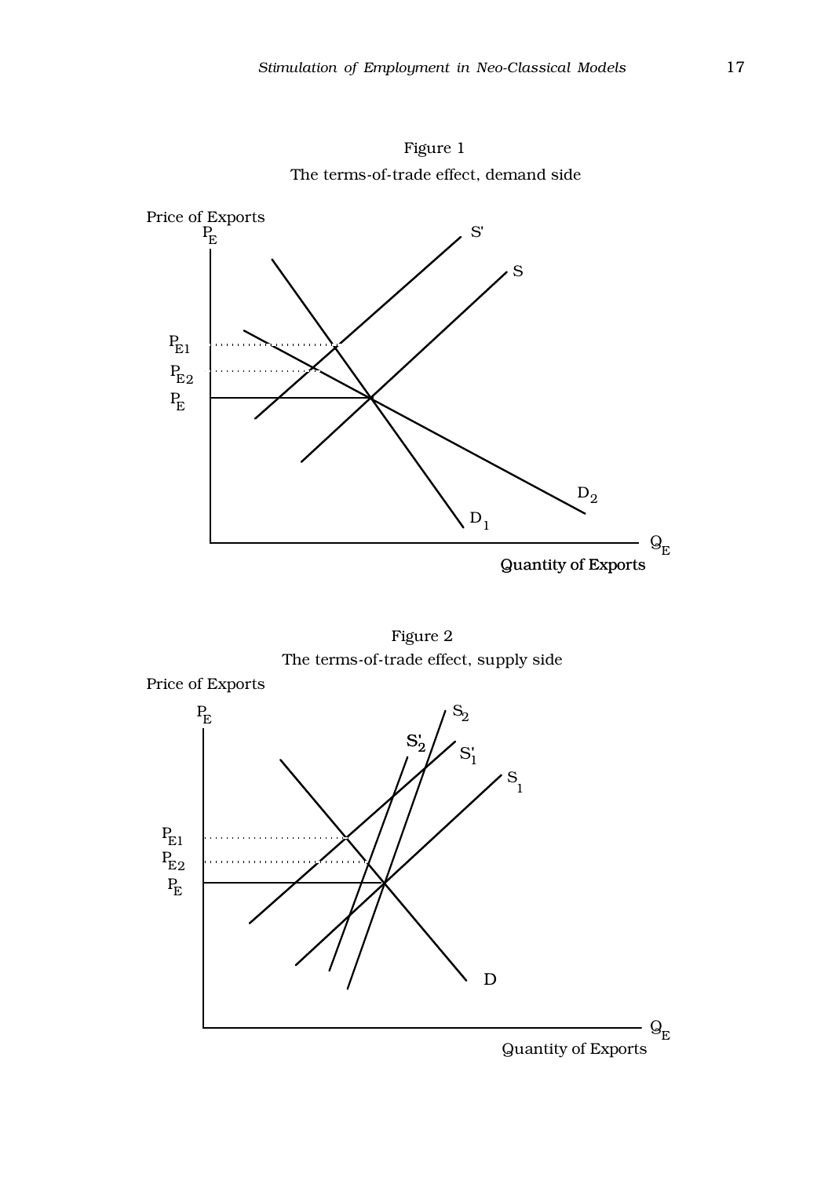Figure 1

The terms-of-trade effect, demand side

Figure 2

The terms-of-trade effect, supply side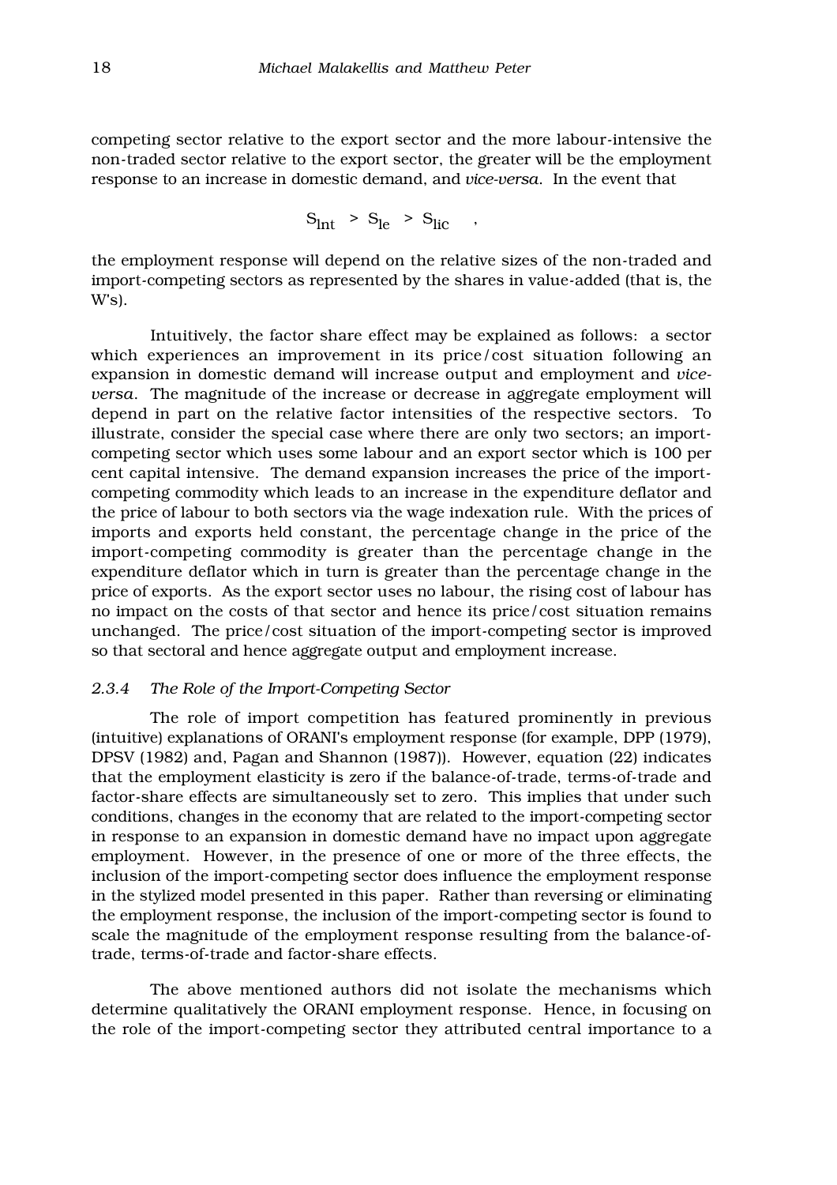competing sector relative to the export sector and the more labour-intensive the non-traded sector relative to the export sector, the greater will be the employment response to an increase in domestic demand, and *vice-versa*. In the event that

$$S_{lnt} > S_{le} > S_{lic} \quad ,$$

the employment response will depend on the relative sizes of the non-traded and import-competing sectors as represented by the shares in value-added (that is, the W's).

Intuitively, the factor share effect may be explained as follows: a sector which experiences an improvement in its price/cost situation following an expansion in domestic demand will increase output and employment and *vice-versa*. The magnitude of the increase or decrease in aggregate employment will depend in part on the relative factor intensities of the respective sectors. To illustrate, consider the special case where there are only two sectors; an import-competing sector which uses some labour and an export sector which is 100 per cent capital intensive. The demand expansion increases the price of the import-competing commodity which leads to an increase in the expenditure deflator and the price of labour to both sectors via the wage indexation rule. With the prices of imports and exports held constant, the percentage change in the price of the import-competing commodity is greater than the percentage change in the expenditure deflator which in turn is greater than the percentage change in the price of exports. As the export sector uses no labour, the rising cost of labour has no impact on the costs of that sector and hence its price/cost situation remains unchanged. The price/cost situation of the import-competing sector is improved so that sectoral and hence aggregate output and employment increase.

### *2.3.4 The Role of the Import-Competing Sector*

The role of import competition has featured prominently in previous (intuitive) explanations of ORANI's employment response (for example, DPP (1979), DPSV (1982) and, Pagan and Shannon (1987)). However, equation (22) indicates that the employment elasticity is zero if the balance-of-trade, terms-of-trade and factor-share effects are simultaneously set to zero. This implies that under such conditions, changes in the economy that are related to the import-competing sector in response to an expansion in domestic demand have no impact upon aggregate employment. However, in the presence of one or more of the three effects, the inclusion of the import-competing sector does influence the employment response in the stylized model presented in this paper. Rather than reversing or eliminating the employment response, the inclusion of the import-competing sector is found to scale the magnitude of the employment response resulting from the balance-of-trade, terms-of-trade and factor-share effects.

The above mentioned authors did not isolate the mechanisms which determine qualitatively the ORANI employment response. Hence, in focusing on the role of the import-competing sector they attributed central importance to a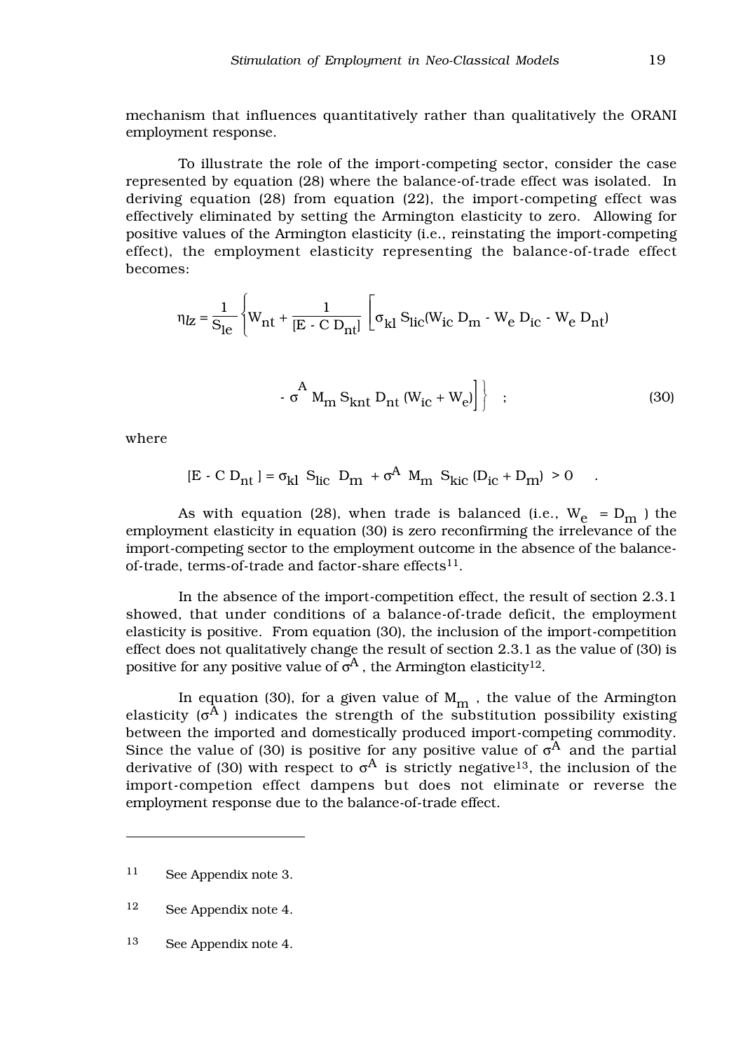mechanism that influences quantitatively rather than qualitatively the ORANI employment response.

To illustrate the role of the import-competing sector, consider the case represented by equation (28) where the balance-of-trade effect was isolated. In deriving equation (28) from equation (22), the import-competing effect was effectively eliminated by setting the Armington elasticity to zero. Allowing for positive values of the Armington elasticity (i.e., reinstating the import-competing effect), the employment elasticity representing the balance-of-trade effect becomes:

$$\eta_{lz} = \frac{1}{S_{le}} \left\{ W_{nt} + \frac{1}{[E - C\, D_{nt}]} \left[ \sigma_{kl}\, S_{lic}(W_{ic}\, D_m - W_e\, D_{ic} - W_e\, D_{nt}) \right.\right.$$

$$\left.\left. - \sigma^A\, M_m\, S_{knt}\, D_{nt}\, (W_{ic} + W_e) \right] \right\} \quad ; \tag{30}$$

where

$$[E - C\, D_{nt}] = \sigma_{kl}\, S_{lic}\, D_m + \sigma^A\, M_m\, S_{kic}\, (D_{ic} + D_m) > 0 \quad .$$

As with equation (28), when trade is balanced (i.e., $W_e = D_m$ ) the employment elasticity in equation (30) is zero reconfirming the irrelevance of the import-competing sector to the employment outcome in the absence of the balance-of-trade, terms-of-trade and factor-share effects[11].

In the absence of the import-competition effect, the result of section 2.3.1 showed, that under conditions of a balance-of-trade deficit, the employment elasticity is positive. From equation (30), the inclusion of the import-competition effect does not qualitatively change the result of section 2.3.1 as the value of (30) is positive for any positive value of $\sigma^A$ , the Armington elasticity[12].

In equation (30), for a given value of $M_m$ , the value of the Armington elasticity ($\sigma^A$ ) indicates the strength of the substitution possibility existing between the imported and domestically produced import-competing commodity. Since the value of (30) is positive for any positive value of $\sigma^A$ and the partial derivative of (30) with respect to $\sigma^A$ is strictly negative[13], the inclusion of the import-competion effect dampens but does not eliminate or reverse the employment response due to the balance-of-trade effect.

---

[11] See Appendix note 3.

[12] See Appendix note 4.

[13] See Appendix note 4.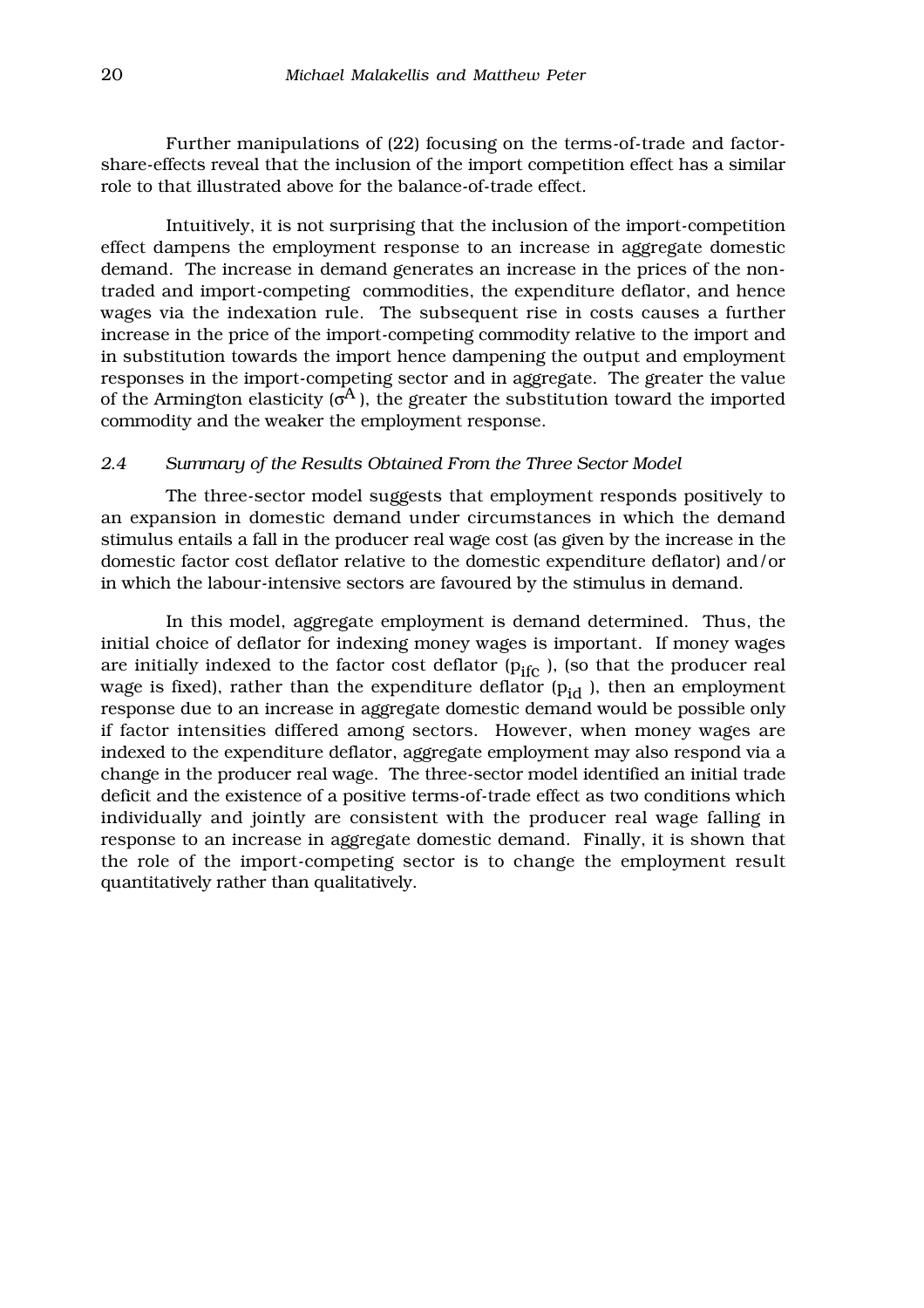Further manipulations of (22) focusing on the terms-of-trade and factor-share-effects reveal that the inclusion of the import competition effect has a similar role to that illustrated above for the balance-of-trade effect.

Intuitively, it is not surprising that the inclusion of the import-competition effect dampens the employment response to an increase in aggregate domestic demand. The increase in demand generates an increase in the prices of the non-traded and import-competing commodities, the expenditure deflator, and hence wages via the indexation rule. The subsequent rise in costs causes a further increase in the price of the import-competing commodity relative to the import and in substitution towards the import hence dampening the output and employment responses in the import-competing sector and in aggregate. The greater the value of the Armington elasticity ($\sigma^A$), the greater the substitution toward the imported commodity and the weaker the employment response.

### *2.4 Summary of the Results Obtained From the Three Sector Model*

The three-sector model suggests that employment responds positively to an expansion in domestic demand under circumstances in which the demand stimulus entails a fall in the producer real wage cost (as given by the increase in the domestic factor cost deflator relative to the domestic expenditure deflator) and/or in which the labour-intensive sectors are favoured by the stimulus in demand.

In this model, aggregate employment is demand determined. Thus, the initial choice of deflator for indexing money wages is important. If money wages are initially indexed to the factor cost deflator ($p_{ifc}$), (so that the producer real wage is fixed), rather than the expenditure deflator ($p_{id}$), then an employment response due to an increase in aggregate domestic demand would be possible only if factor intensities differed among sectors. However, when money wages are indexed to the expenditure deflator, aggregate employment may also respond via a change in the producer real wage. The three-sector model identified an initial trade deficit and the existence of a positive terms-of-trade effect as two conditions which individually and jointly are consistent with the producer real wage falling in response to an increase in aggregate domestic demand. Finally, it is shown that the role of the import-competing sector is to change the employment result quantitatively rather than qualitatively.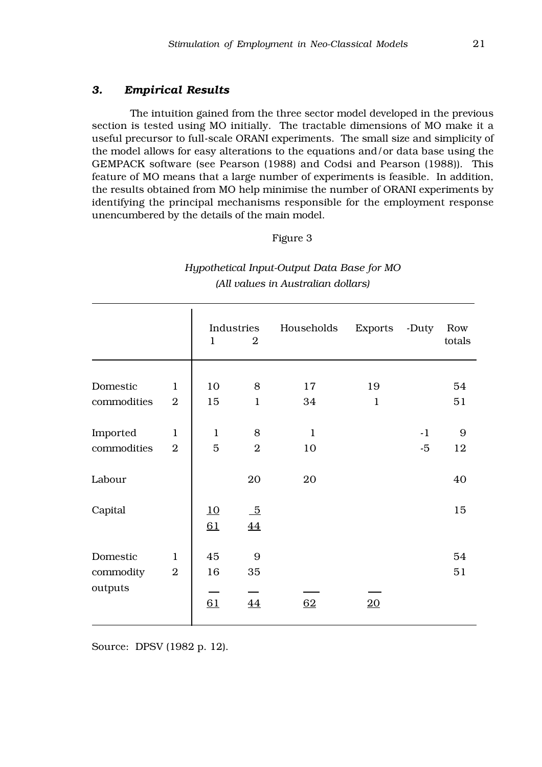### 3. *Empirical Results*

The intuition gained from the three sector model developed in the previous section is tested using MO initially. The tractable dimensions of MO make it a useful precursor to full-scale ORANI experiments. The small size and simplicity of the model allows for easy alterations to the equations and/or data base using the GEMPACK software (see Pearson (1988) and Codsi and Pearson (1988)). This feature of MO means that a large number of experiments is feasible. In addition, the results obtained from MO help minimise the number of ORANI experiments by identifying the principal mechanisms responsible for the employment response unencumbered by the details of the main model.

Figure 3

*Hypothetical Input-Output Data Base for MO*
*(All values in Australian dollars)*

| | | Industries 1 | Industries 2 | Households | Exports | -Duty | Row totals |
|---|---|---|---|---|---|---|---|
| Domestic commodities | 1 | 10 | 8 | 17 | 19 | | 54 |
| | 2 | 15 | 1 | 34 | 1 | | 51 |
| Imported commodities | 1 | 1 | 8 | 1 | | -1 | 9 |
| | 2 | 5 | 2 | 10 | | -5 | 12 |
| Labour | | | 20 | 20 | | | 40 |
| Capital | | 10 | 5 | | | | 15 |
| | | 61 | 44 | | | | |
| Domestic commodity outputs | 1 | 45 | 9 | | | | 54 |
| | 2 | 16 | 35 | | | | 51 |
| | | 61 | 44 | 62 | 20 | | |

Source: DPSV (1982 p. 12).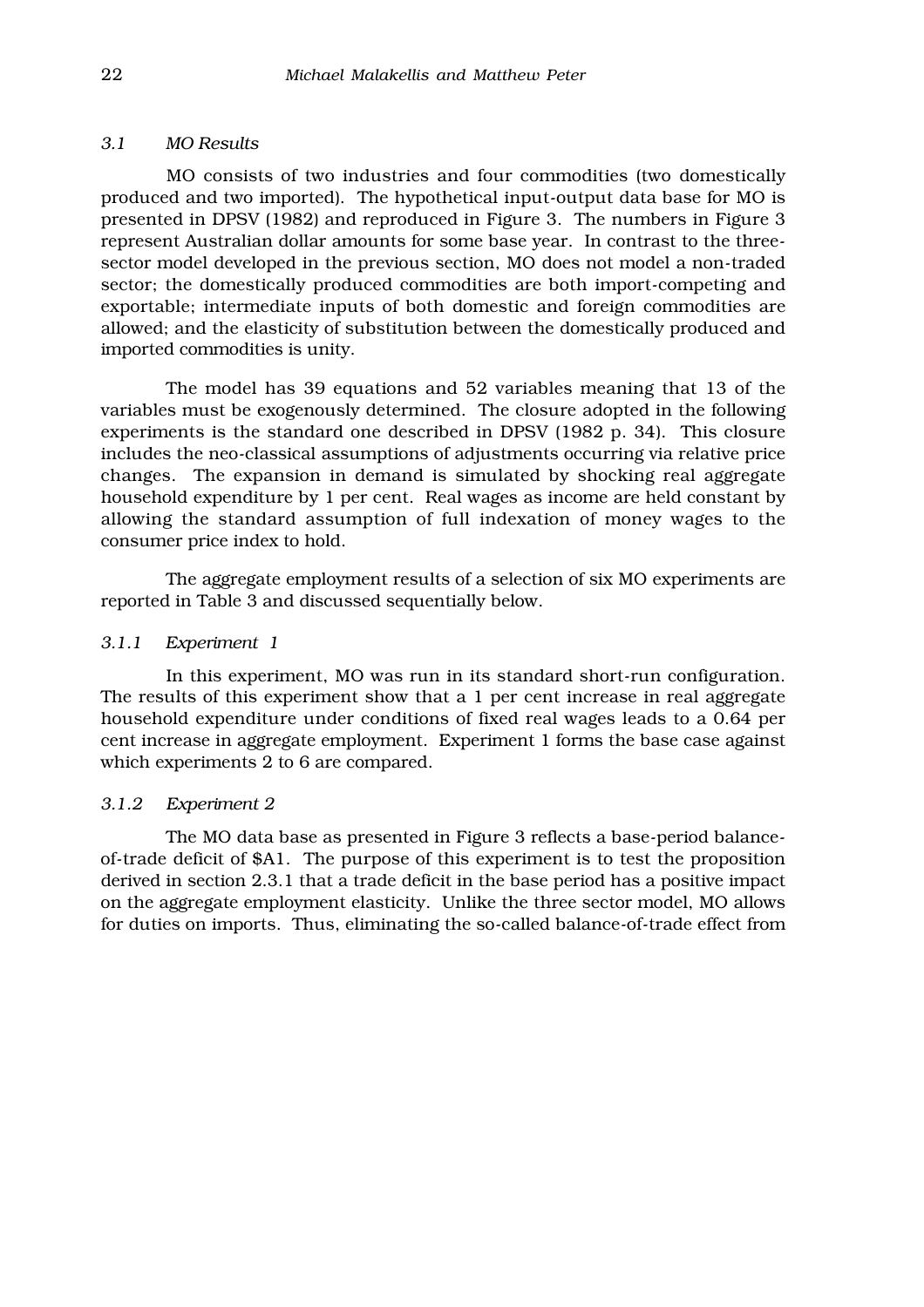### 3.1 MO Results

MO consists of two industries and four commodities (two domestically produced and two imported). The hypothetical input-output data base for MO is presented in DPSV (1982) and reproduced in Figure 3. The numbers in Figure 3 represent Australian dollar amounts for some base year. In contrast to the three-sector model developed in the previous section, MO does not model a non-traded sector; the domestically produced commodities are both import-competing and exportable; intermediate inputs of both domestic and foreign commodities are allowed; and the elasticity of substitution between the domestically produced and imported commodities is unity.

The model has 39 equations and 52 variables meaning that 13 of the variables must be exogenously determined. The closure adopted in the following experiments is the standard one described in DPSV (1982 p. 34). This closure includes the neo-classical assumptions of adjustments occurring via relative price changes. The expansion in demand is simulated by shocking real aggregate household expenditure by 1 per cent. Real wages as income are held constant by allowing the standard assumption of full indexation of money wages to the consumer price index to hold.

The aggregate employment results of a selection of six MO experiments are reported in Table 3 and discussed sequentially below.

#### 3.1.1 Experiment 1

In this experiment, MO was run in its standard short-run configuration. The results of this experiment show that a 1 per cent increase in real aggregate household expenditure under conditions of fixed real wages leads to a 0.64 per cent increase in aggregate employment. Experiment 1 forms the base case against which experiments 2 to 6 are compared.

#### 3.1.2 Experiment 2

The MO data base as presented in Figure 3 reflects a base-period balance-of-trade deficit of $A1. The purpose of this experiment is to test the proposition derived in section 2.3.1 that a trade deficit in the base period has a positive impact on the aggregate employment elasticity. Unlike the three sector model, MO allows for duties on imports. Thus, eliminating the so-called balance-of-trade effect from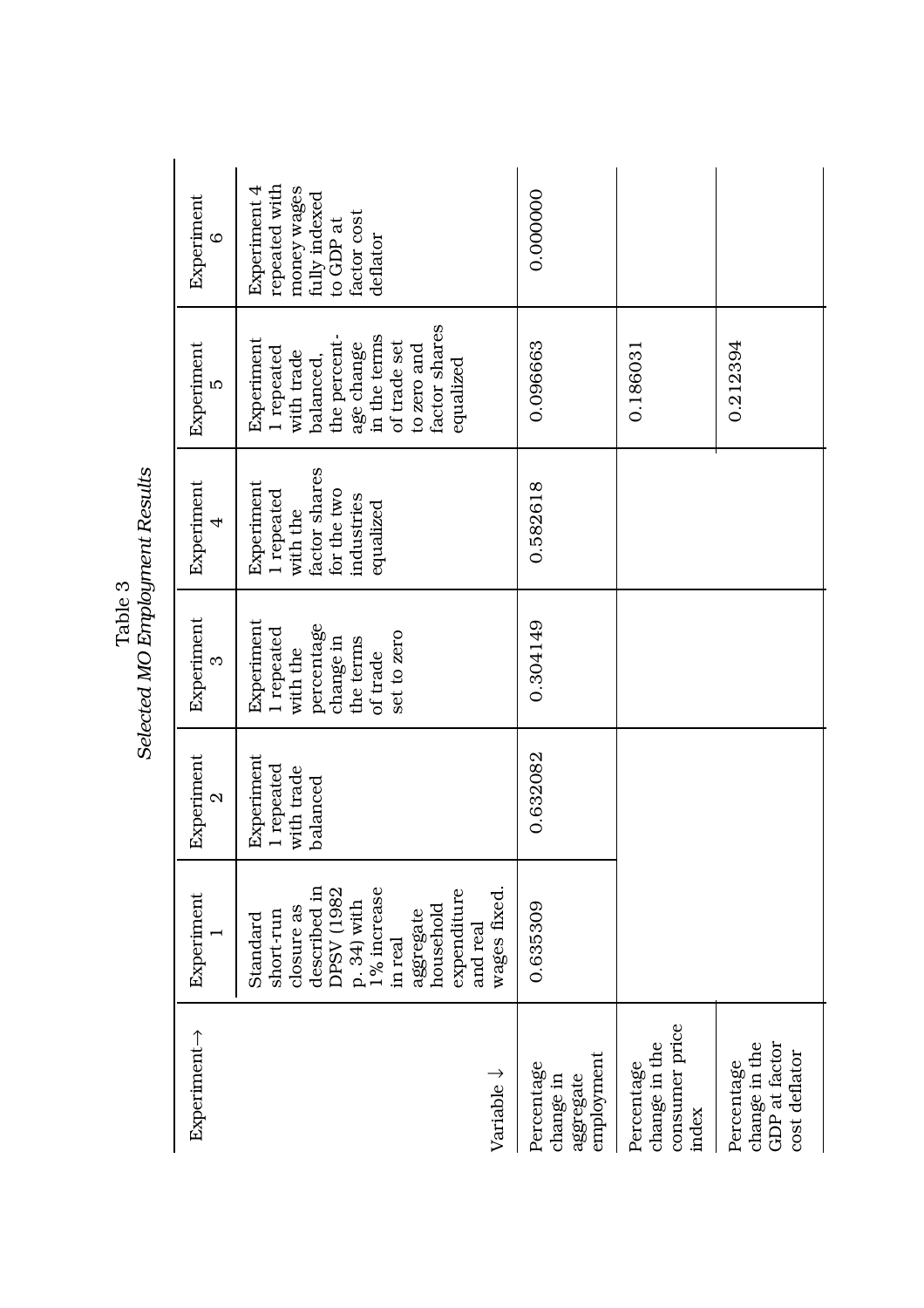Table 3
*Selected MO Employment Results*

| Experiment→ <br> Variable ↓ | Experiment 1 | Experiment 2 | Experiment 3 | Experiment 4 | Experiment 5 | Experiment 6 |
|---|---|---|---|---|---|---|
| | Standard short-run closure as described in DPSV (1982 p. 34) with 1% increase in real aggregate household expenditure and real wages fixed. | Experiment 1 repeated with trade balanced | Experiment 1 repeated with the percentage change in the terms of trade set to zero | Experiment 1 repeated with the factor shares for the two industries equalized | Experiment 1 repeated with trade balanced, the percentage change in the terms of trade set to zero and factor shares equalized | Experiment 4 repeated with money wages fully indexed to GDP at factor cost deflator |
| Percentage change in aggregate employment | 0.635309 | 0.632082 | 0.304149 | 0.582618 | 0.096663 | 0.000000 |
| Percentage change in the consumer price index | | | | | 0.186031 | |
| Percentage change in the GDP at factor cost deflator | | | | | 0.212394 | |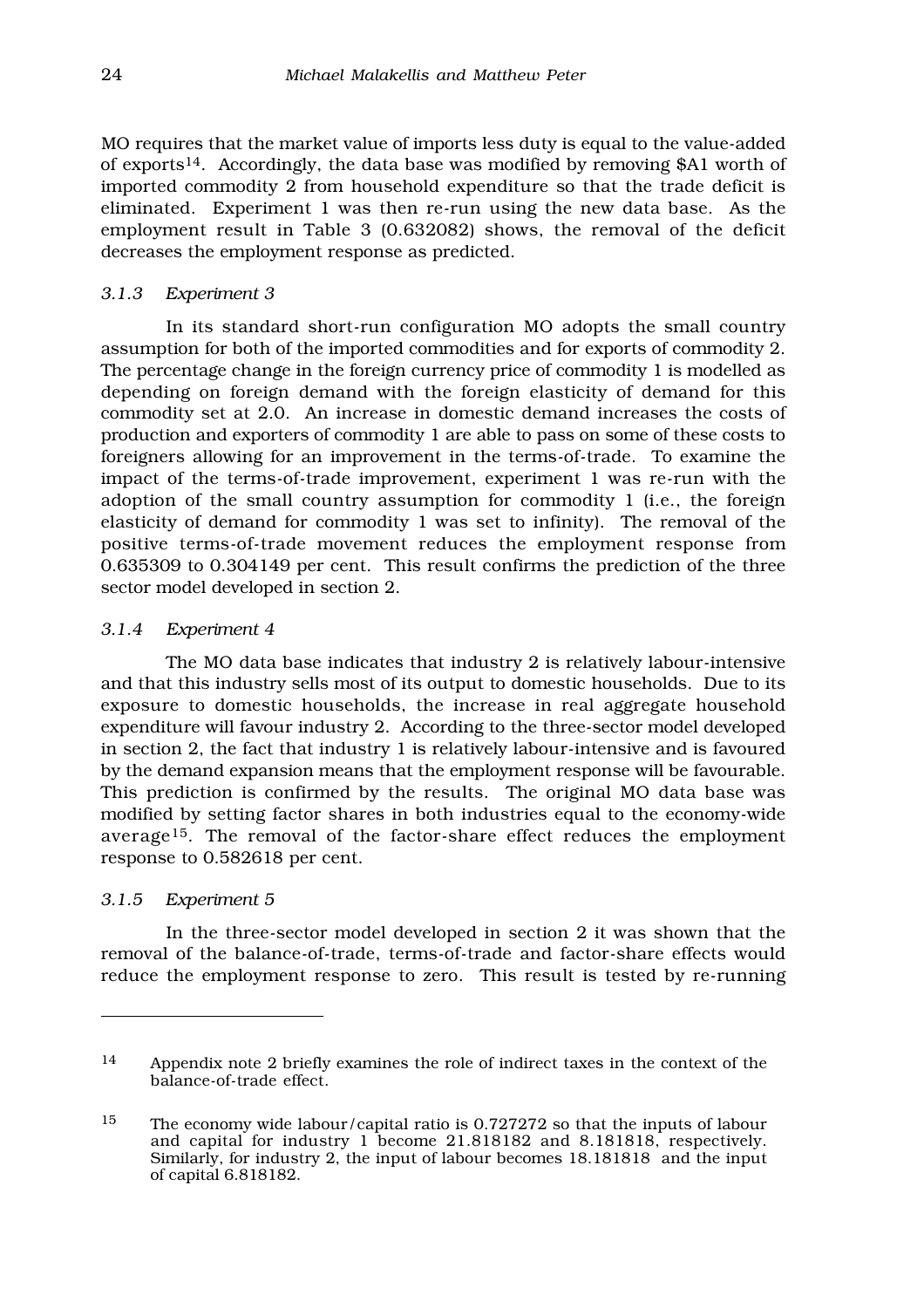MO requires that the market value of imports less duty is equal to the value-added of exports[14]. Accordingly, the data base was modified by removing $A1 worth of imported commodity 2 from household expenditure so that the trade deficit is eliminated. Experiment 1 was then re-run using the new data base. As the employment result in Table 3 (0.632082) shows, the removal of the deficit decreases the employment response as predicted.

### *3.1.3 Experiment 3*

In its standard short-run configuration MO adopts the small country assumption for both of the imported commodities and for exports of commodity 2. The percentage change in the foreign currency price of commodity 1 is modelled as depending on foreign demand with the foreign elasticity of demand for this commodity set at 2.0. An increase in domestic demand increases the costs of production and exporters of commodity 1 are able to pass on some of these costs to foreigners allowing for an improvement in the terms-of-trade. To examine the impact of the terms-of-trade improvement, experiment 1 was re-run with the adoption of the small country assumption for commodity 1 (i.e., the foreign elasticity of demand for commodity 1 was set to infinity). The removal of the positive terms-of-trade movement reduces the employment response from 0.635309 to 0.304149 per cent. This result confirms the prediction of the three sector model developed in section 2.

### *3.1.4 Experiment 4*

The MO data base indicates that industry 2 is relatively labour-intensive and that this industry sells most of its output to domestic households. Due to its exposure to domestic households, the increase in real aggregate household expenditure will favour industry 2. According to the three-sector model developed in section 2, the fact that industry 1 is relatively labour-intensive and is favoured by the demand expansion means that the employment response will be favourable. This prediction is confirmed by the results. The original MO data base was modified by setting factor shares in both industries equal to the economy-wide average[15]. The removal of the factor-share effect reduces the employment response to 0.582618 per cent.

### *3.1.5 Experiment 5*

In the three-sector model developed in section 2 it was shown that the removal of the balance-of-trade, terms-of-trade and factor-share effects would reduce the employment response to zero. This result is tested by re-running

---

[14] Appendix note 2 briefly examines the role of indirect taxes in the context of the balance-of-trade effect.

[15] The economy wide labour/capital ratio is 0.727272 so that the inputs of labour and capital for industry 1 become 21.818182 and 8.181818, respectively. Similarly, for industry 2, the input of labour becomes 18.181818 and the input of capital 6.818182.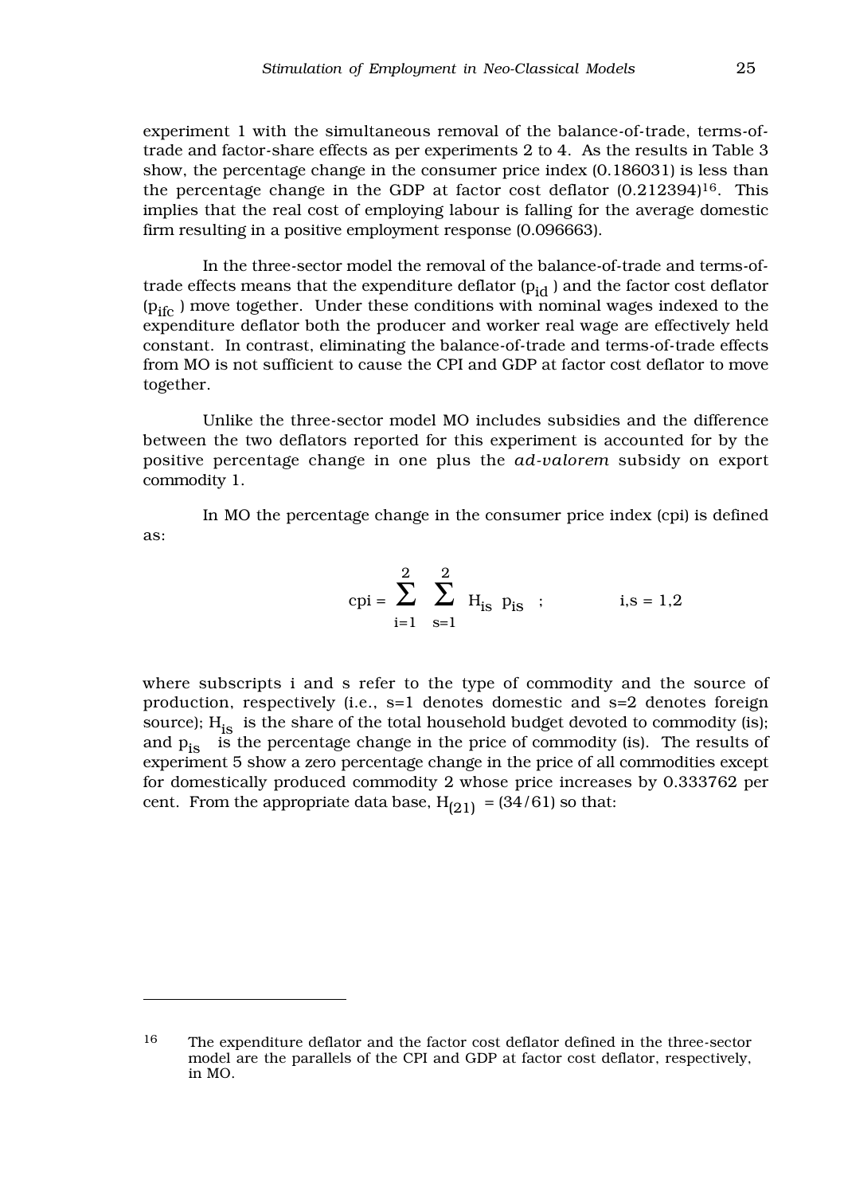experiment 1 with the simultaneous removal of the balance-of-trade, terms-of-trade and factor-share effects as per experiments 2 to 4. As the results in Table 3 show, the percentage change in the consumer price index (0.186031) is less than the percentage change in the GDP at factor cost deflator (0.212394)[16]. This implies that the real cost of employing labour is falling for the average domestic firm resulting in a positive employment response (0.096663).

In the three-sector model the removal of the balance-of-trade and terms-of-trade effects means that the expenditure deflator ($p_{id}$) and the factor cost deflator ($p_{ifc}$) move together. Under these conditions with nominal wages indexed to the expenditure deflator both the producer and worker real wage are effectively held constant. In contrast, eliminating the balance-of-trade and terms-of-trade effects from MO is not sufficient to cause the CPI and GDP at factor cost deflator to move together.

Unlike the three-sector model MO includes subsidies and the difference between the two deflators reported for this experiment is accounted for by the positive percentage change in one plus the *ad-valorem* subsidy on export commodity 1.

In MO the percentage change in the consumer price index (cpi) is defined as:

$$cpi = \sum_{i=1}^{2} \sum_{s=1}^{2} H_{is} \; p_{is} \quad ; \qquad i,s = 1,2$$

where subscripts i and s refer to the type of commodity and the source of production, respectively (i.e., s=1 denotes domestic and s=2 denotes foreign source); $H_{is}$ is the share of the total household budget devoted to commodity (is); and $p_{is}$ is the percentage change in the price of commodity (is). The results of experiment 5 show a zero percentage change in the price of all commodities except for domestically produced commodity 2 whose price increases by 0.333762 per cent. From the appropriate data base, $H_{(21)} = (34/61)$ so that:

[16] The expenditure deflator and the factor cost deflator defined in the three-sector model are the parallels of the CPI and GDP at factor cost deflator, respectively, in MO.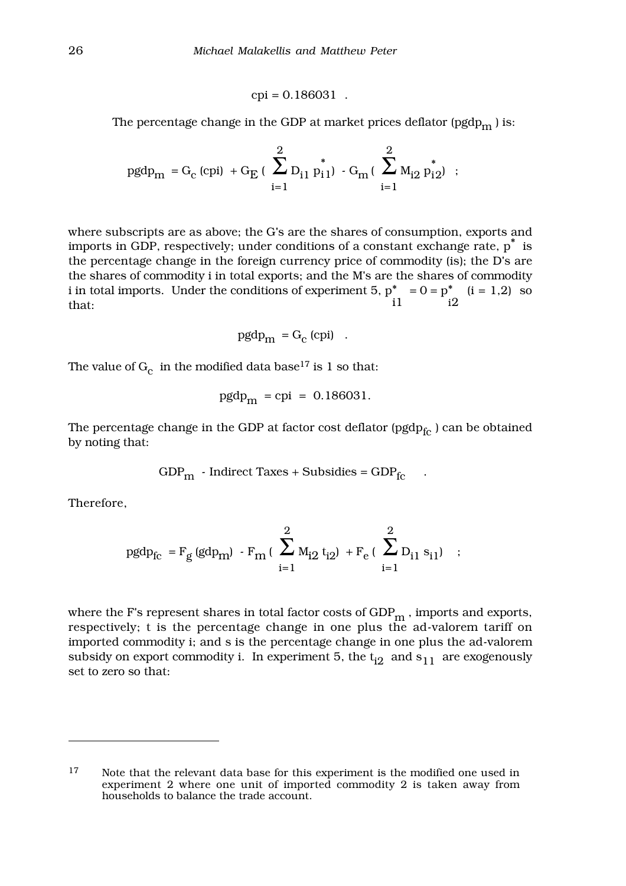$$\text{cpi} = 0.186031 \quad .$$

The percentage change in the GDP at market prices deflator ($\text{pgdp}_m$) is:

$$\text{pgdp}_m = G_c\,(\text{cpi}) + G_E\,(\sum_{i=1}^{2} D_{i1}\,p^*_{i1}) - G_m\,(\sum_{i=1}^{2} M_{i2}\,p^*_{i2}) \quad ;$$

where subscripts are as above; the G's are the shares of consumption, exports and imports in GDP, respectively; under conditions of a constant exchange rate, $p^*$ is the percentage change in the foreign currency price of commodity (is); the D's are the shares of commodity i in total exports; and the M's are the shares of commodity i in total imports. Under the conditions of experiment 5, $p^*_{i1} = 0 = p^*_{i2}$ $(i = 1,2)$ so that:

$$\text{pgdp}_m = G_c\,(\text{cpi}) \quad .$$

The value of $G_c$ in the modified data base[17] is 1 so that:

$$\text{pgdp}_m = \text{cpi} = 0.186031.$$

The percentage change in the GDP at factor cost deflator ($\text{pgdp}_{fc}$) can be obtained by noting that:

$$\text{GDP}_m - \text{Indirect Taxes} + \text{Subsidies} = \text{GDP}_{fc} \quad .$$

Therefore,

$$\text{pgdp}_{fc} = F_g\,(\text{gdp}_m) - F_m\,(\sum_{i=1}^{2} M_{i2}\,t_{i2}) + F_e\,(\sum_{i=1}^{2} D_{i1}\,s_{i1}) \quad ;$$

where the F's represent shares in total factor costs of $\text{GDP}_m$, imports and exports, respectively; t is the percentage change in one plus the ad-valorem tariff on imported commodity i; and s is the percentage change in one plus the ad-valorem subsidy on export commodity i. In experiment 5, the $t_{i2}$ and $s_{11}$ are exogenously set to zero so that:

---

[17] Note that the relevant data base for this experiment is the modified one used in experiment 2 where one unit of imported commodity 2 is taken away from households to balance the trade account.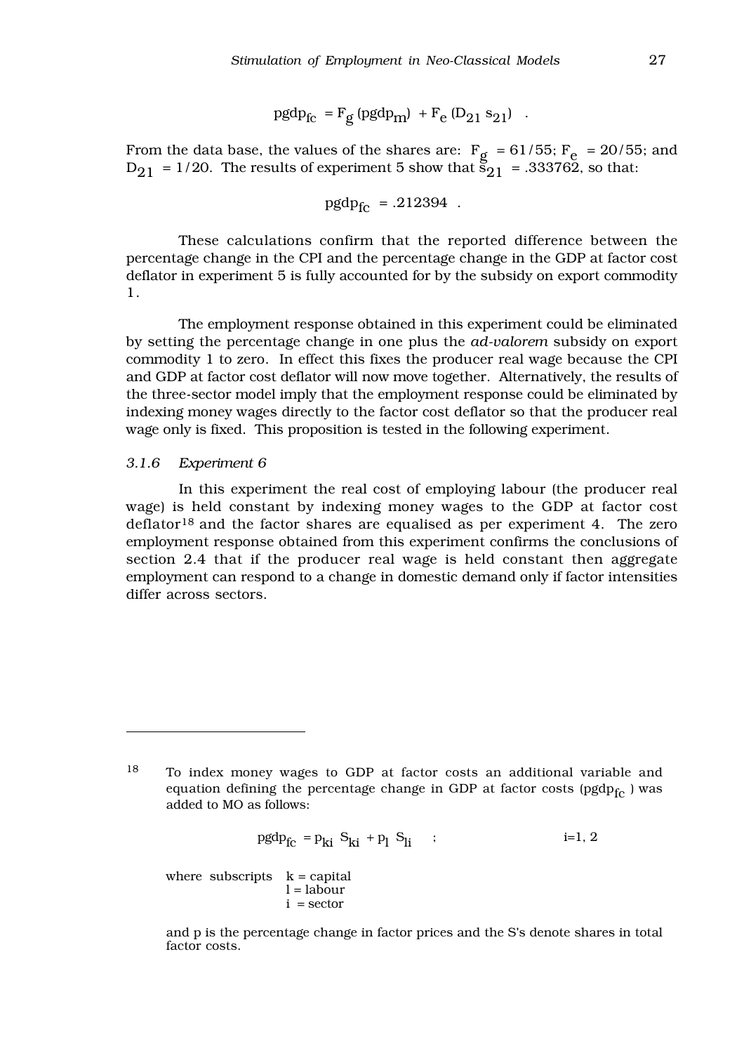$$pgdp_{fc} = F_g (pgdp_m) + F_e (D_{21}\ s_{21}) \quad .$$

From the data base, the values of the shares are: $F_g = 61/55$; $F_e = 20/55$; and $D_{21} = 1/20$. The results of experiment 5 show that $s_{21} = .333762$, so that:

$$pgdp_{fc} = .212394 \quad .$$

These calculations confirm that the reported difference between the percentage change in the CPI and the percentage change in the GDP at factor cost deflator in experiment 5 is fully accounted for by the subsidy on export commodity 1.

The employment response obtained in this experiment could be eliminated by setting the percentage change in one plus the *ad-valorem* subsidy on export commodity 1 to zero. In effect this fixes the producer real wage because the CPI and GDP at factor cost deflator will now move together. Alternatively, the results of the three-sector model imply that the employment response could be eliminated by indexing money wages directly to the factor cost deflator so that the producer real wage only is fixed. This proposition is tested in the following experiment.

### *3.1.6 Experiment 6*

In this experiment the real cost of employing labour (the producer real wage) is held constant by indexing money wages to the GDP at factor cost deflator[18] and the factor shares are equalised as per experiment 4. The zero employment response obtained from this experiment confirms the conclusions of section 2.4 that if the producer real wage is held constant then aggregate employment can respond to a change in domestic demand only if factor intensities differ across sectors.

---

[18] To index money wages to GDP at factor costs an additional variable and equation defining the percentage change in GDP at factor costs ($pgdp_{fc}$) was added to MO as follows:

$$pgdp_{fc} = p_{ki}\ S_{ki} + p_l\ S_{li} \quad ; \qquad\qquad i=1,\ 2$$

where subscripts k = capital
l = labour
i = sector

and p is the percentage change in factor prices and the S's denote shares in total factor costs.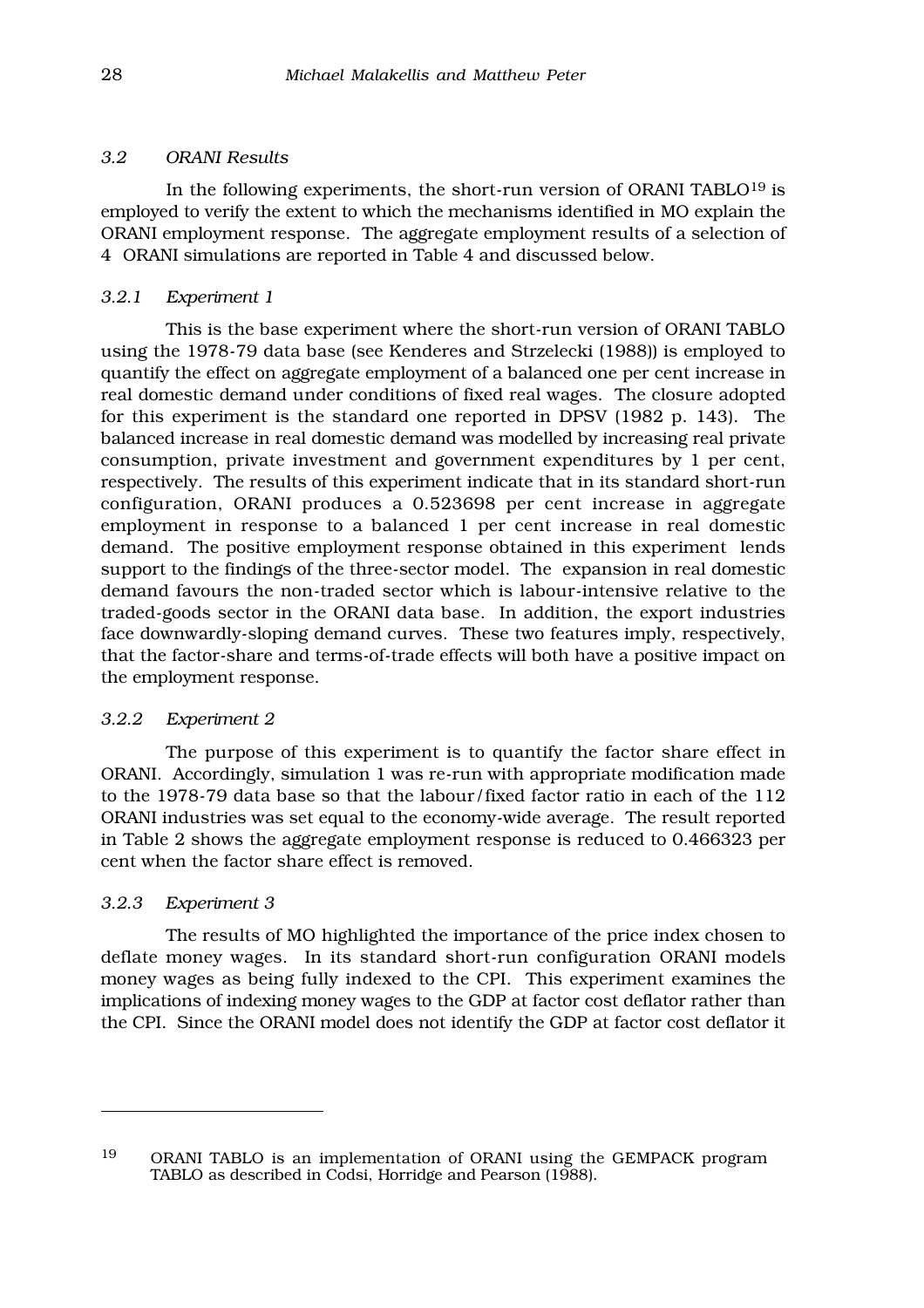### 3.2 *ORANI Results*

In the following experiments, the short-run version of ORANI TABLO[19] is employed to verify the extent to which the mechanisms identified in MO explain the ORANI employment response. The aggregate employment results of a selection of 4 ORANI simulations are reported in Table 4 and discussed below.

#### 3.2.1 *Experiment 1*

This is the base experiment where the short-run version of ORANI TABLO using the 1978-79 data base (see Kenderes and Strzelecki (1988)) is employed to quantify the effect on aggregate employment of a balanced one per cent increase in real domestic demand under conditions of fixed real wages. The closure adopted for this experiment is the standard one reported in DPSV (1982 p. 143). The balanced increase in real domestic demand was modelled by increasing real private consumption, private investment and government expenditures by 1 per cent, respectively. The results of this experiment indicate that in its standard short-run configuration, ORANI produces a 0.523698 per cent increase in aggregate employment in response to a balanced 1 per cent increase in real domestic demand. The positive employment response obtained in this experiment lends support to the findings of the three-sector model. The expansion in real domestic demand favours the non-traded sector which is labour-intensive relative to the traded-goods sector in the ORANI data base. In addition, the export industries face downwardly-sloping demand curves. These two features imply, respectively, that the factor-share and terms-of-trade effects will both have a positive impact on the employment response.

#### 3.2.2 *Experiment 2*

The purpose of this experiment is to quantify the factor share effect in ORANI. Accordingly, simulation 1 was re-run with appropriate modification made to the 1978-79 data base so that the labour/fixed factor ratio in each of the 112 ORANI industries was set equal to the economy-wide average. The result reported in Table 2 shows the aggregate employment response is reduced to 0.466323 per cent when the factor share effect is removed.

#### 3.2.3 *Experiment 3*

The results of MO highlighted the importance of the price index chosen to deflate money wages. In its standard short-run configuration ORANI models money wages as being fully indexed to the CPI. This experiment examines the implications of indexing money wages to the GDP at factor cost deflator rather than the CPI. Since the ORANI model does not identify the GDP at factor cost deflator it

---

[19] ORANI TABLO is an implementation of ORANI using the GEMPACK program TABLO as described in Codsi, Horridge and Pearson (1988).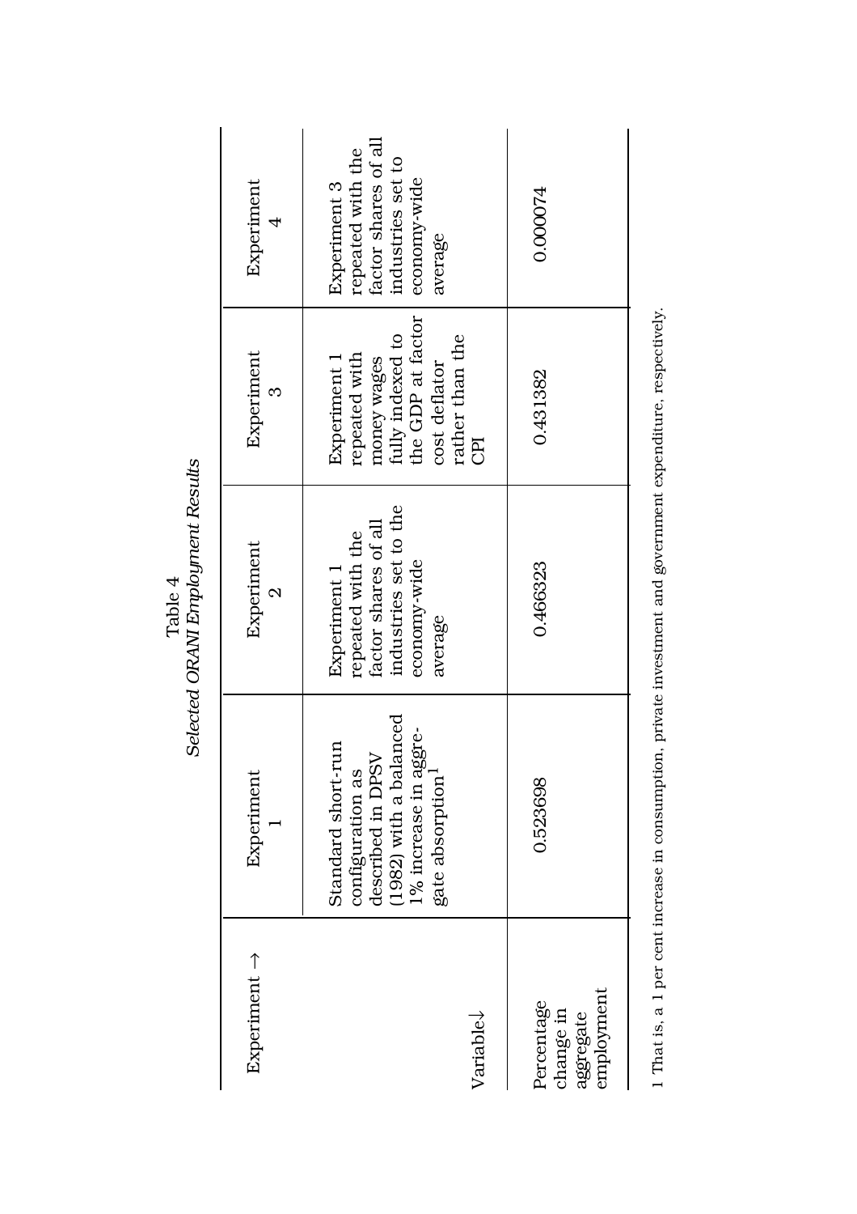Table 4
*Selected ORANI Employment Results*

| Experiment → <br> Variable↓ | Experiment 1 | Experiment 2 | Experiment 3 | Experiment 4 |
|---|---|---|---|---|
| | Standard short-run configuration as described in DPSV (1982) with a balanced 1% increase in aggregate absorption[1] | Experiment 1 repeated with the factor shares of all industries set to the economy-wide average | Experiment 1 repeated with money wages fully indexed to the GDP at factor cost deflator rather than the CPI | Experiment 3 repeated with the factor shares of all industries set to economy-wide average |
| Percentage change in aggregate employment | 0.523698 | 0.466323 | 0.431382 | 0.000074 |

1 That is, a 1 per cent increase in consumption, private investment and government expenditure, respectively.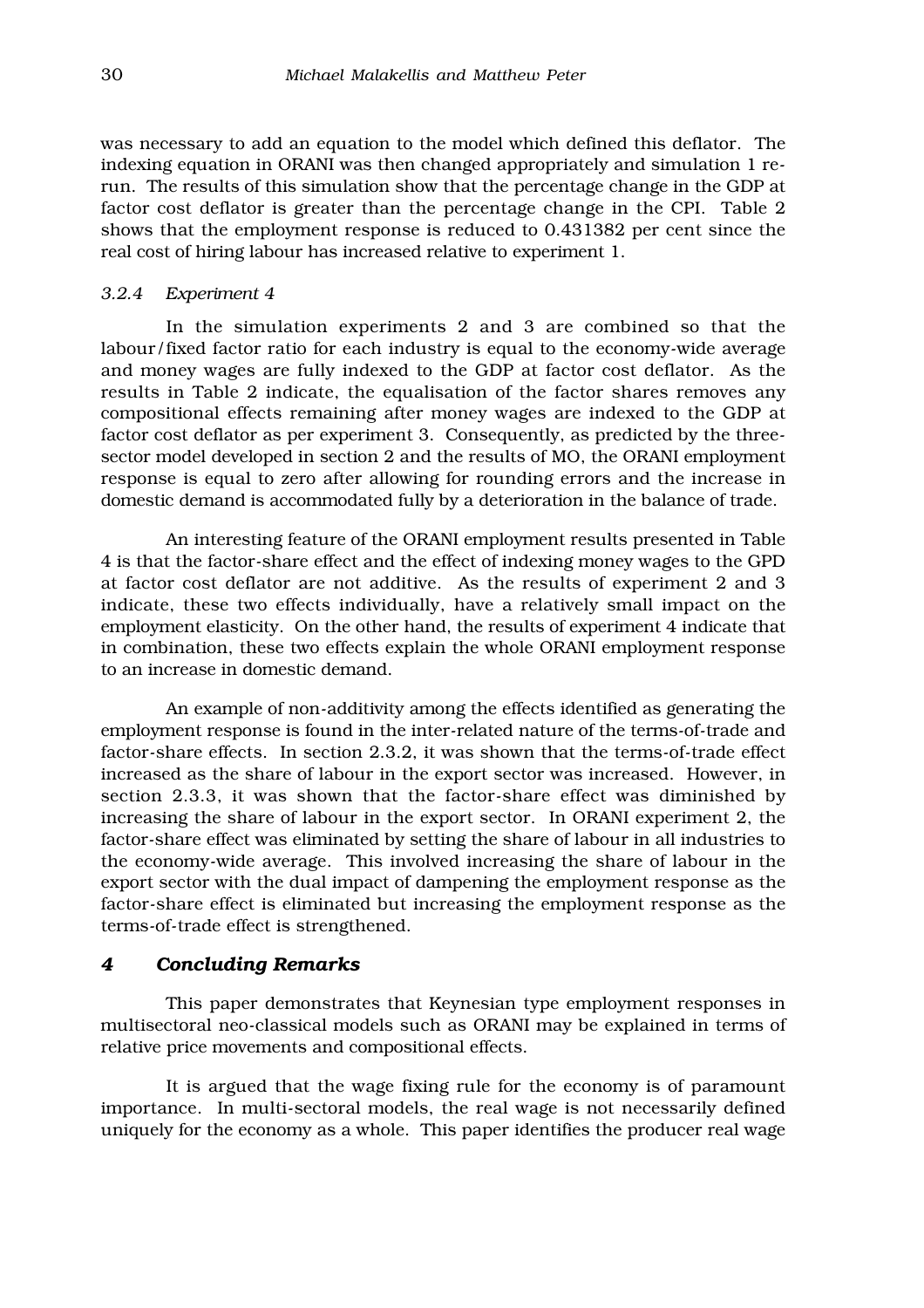was necessary to add an equation to the model which defined this deflator. The indexing equation in ORANI was then changed appropriately and simulation 1 re-run. The results of this simulation show that the percentage change in the GDP at factor cost deflator is greater than the percentage change in the CPI. Table 2 shows that the employment response is reduced to 0.431382 per cent since the real cost of hiring labour has increased relative to experiment 1.

### *3.2.4 Experiment 4*

In the simulation experiments 2 and 3 are combined so that the labour/fixed factor ratio for each industry is equal to the economy-wide average and money wages are fully indexed to the GDP at factor cost deflator. As the results in Table 2 indicate, the equalisation of the factor shares removes any compositional effects remaining after money wages are indexed to the GDP at factor cost deflator as per experiment 3. Consequently, as predicted by the three-sector model developed in section 2 and the results of MO, the ORANI employment response is equal to zero after allowing for rounding errors and the increase in domestic demand is accommodated fully by a deterioration in the balance of trade.

An interesting feature of the ORANI employment results presented in Table 4 is that the factor-share effect and the effect of indexing money wages to the GPD at factor cost deflator are not additive. As the results of experiment 2 and 3 indicate, these two effects individually, have a relatively small impact on the employment elasticity. On the other hand, the results of experiment 4 indicate that in combination, these two effects explain the whole ORANI employment response to an increase in domestic demand.

An example of non-additivity among the effects identified as generating the employment response is found in the inter-related nature of the terms-of-trade and factor-share effects. In section 2.3.2, it was shown that the terms-of-trade effect increased as the share of labour in the export sector was increased. However, in section 2.3.3, it was shown that the factor-share effect was diminished by increasing the share of labour in the export sector. In ORANI experiment 2, the factor-share effect was eliminated by setting the share of labour in all industries to the economy-wide average. This involved increasing the share of labour in the export sector with the dual impact of dampening the employment response as the factor-share effect is eliminated but increasing the employment response as the terms-of-trade effect is strengthened.

## *4 Concluding Remarks*

This paper demonstrates that Keynesian type employment responses in multisectoral neo-classical models such as ORANI may be explained in terms of relative price movements and compositional effects.

It is argued that the wage fixing rule for the economy is of paramount importance. In multi-sectoral models, the real wage is not necessarily defined uniquely for the economy as a whole. This paper identifies the producer real wage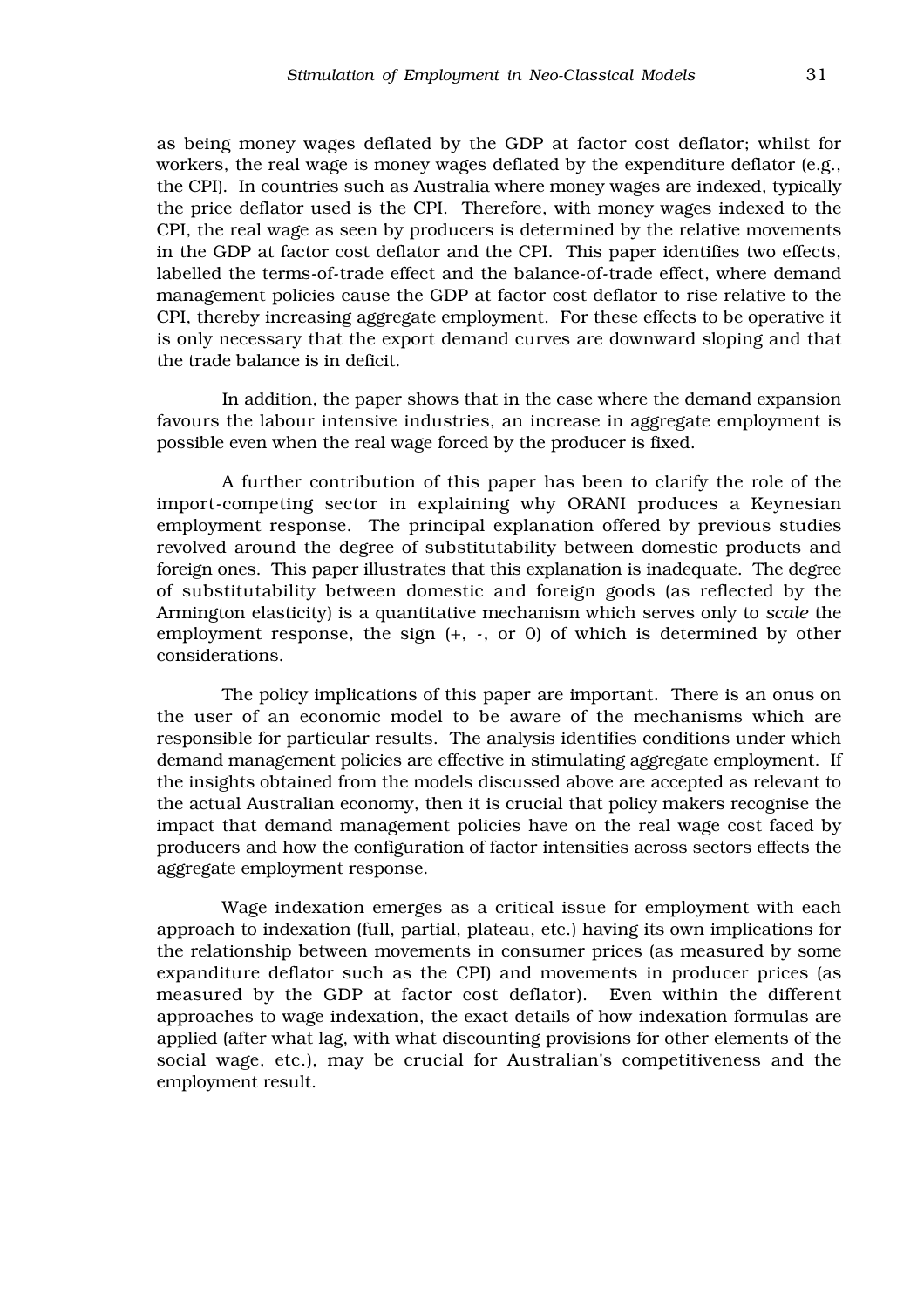as being money wages deflated by the GDP at factor cost deflator; whilst for workers, the real wage is money wages deflated by the expenditure deflator (e.g., the CPI). In countries such as Australia where money wages are indexed, typically the price deflator used is the CPI. Therefore, with money wages indexed to the CPI, the real wage as seen by producers is determined by the relative movements in the GDP at factor cost deflator and the CPI. This paper identifies two effects, labelled the terms-of-trade effect and the balance-of-trade effect, where demand management policies cause the GDP at factor cost deflator to rise relative to the CPI, thereby increasing aggregate employment. For these effects to be operative it is only necessary that the export demand curves are downward sloping and that the trade balance is in deficit.

In addition, the paper shows that in the case where the demand expansion favours the labour intensive industries, an increase in aggregate employment is possible even when the real wage forced by the producer is fixed.

A further contribution of this paper has been to clarify the role of the import-competing sector in explaining why ORANI produces a Keynesian employment response. The principal explanation offered by previous studies revolved around the degree of substitutability between domestic products and foreign ones. This paper illustrates that this explanation is inadequate. The degree of substitutability between domestic and foreign goods (as reflected by the Armington elasticity) is a quantitative mechanism which serves only to *scale* the employment response, the sign (+, -, or 0) of which is determined by other considerations.

The policy implications of this paper are important. There is an onus on the user of an economic model to be aware of the mechanisms which are responsible for particular results. The analysis identifies conditions under which demand management policies are effective in stimulating aggregate employment. If the insights obtained from the models discussed above are accepted as relevant to the actual Australian economy, then it is crucial that policy makers recognise the impact that demand management policies have on the real wage cost faced by producers and how the configuration of factor intensities across sectors effects the aggregate employment response.

Wage indexation emerges as a critical issue for employment with each approach to indexation (full, partial, plateau, etc.) having its own implications for the relationship between movements in consumer prices (as measured by some expanditure deflator such as the CPI) and movements in producer prices (as measured by the GDP at factor cost deflator). Even within the different approaches to wage indexation, the exact details of how indexation formulas are applied (after what lag, with what discounting provisions for other elements of the social wage, etc.), may be crucial for Australian's competitiveness and the employment result.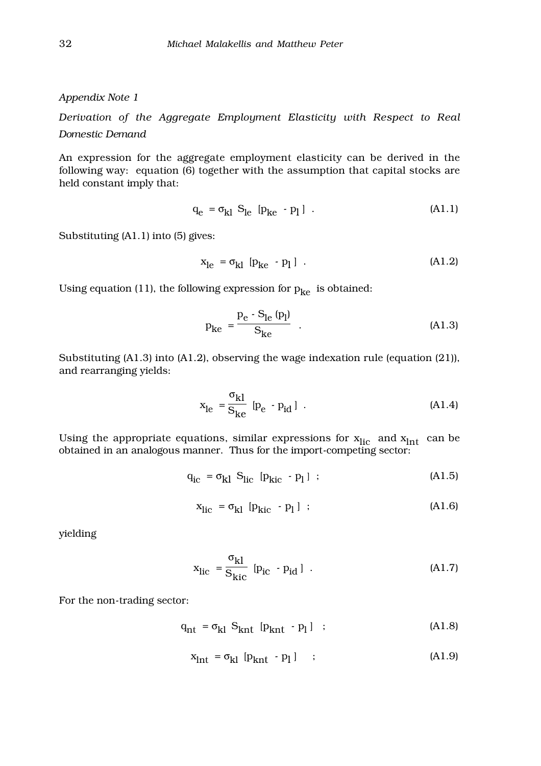*Appendix Note 1*

*Derivation of the Aggregate Employment Elasticity with Respect to Real Domestic Demand*

An expression for the aggregate employment elasticity can be derived in the following way: equation (6) together with the assumption that capital stocks are held constant imply that:

$$q_e = \sigma_{kl} \, S_{le} \, [p_{ke} - p_l] \; . \tag{A1.1}$$

Substituting (A1.1) into (5) gives:

$$x_{le} = \sigma_{kl} \, [p_{ke} - p_l] \; . \tag{A1.2}$$

Using equation (11), the following expression for $p_{ke}$ is obtained:

$$p_{ke} = \frac{p_e - S_{le} \, (p_l)}{S_{ke}} \; . \tag{A1.3}$$

Substituting (A1.3) into (A1.2), observing the wage indexation rule (equation (21)), and rearranging yields:

$$x_{le} = \frac{\sigma_{kl}}{S_{ke}} \, [p_e - p_{id}] \; . \tag{A1.4}$$

Using the appropriate equations, similar expressions for $x_{lic}$ and $x_{lnt}$ can be obtained in an analogous manner. Thus for the import-competing sector:

$$q_{ic} = \sigma_{kl} \, S_{lic} \, [p_{kic} - p_l] \; ; \tag{A1.5}$$

$$x_{lic} = \sigma_{kl} \, [p_{kic} - p_l] \; ; \tag{A1.6}$$

yielding

$$x_{lic} = \frac{\sigma_{kl}}{S_{kic}} \, [p_{ic} - p_{id}] \; . \tag{A1.7}$$

For the non-trading sector:

$$q_{nt} = \sigma_{kl} \, S_{knt} \, [p_{knt} - p_l] \; ; \tag{A1.8}$$

$$x_{lnt} = \sigma_{kl} \, [p_{knt} - p_l] \; ; \tag{A1.9}$$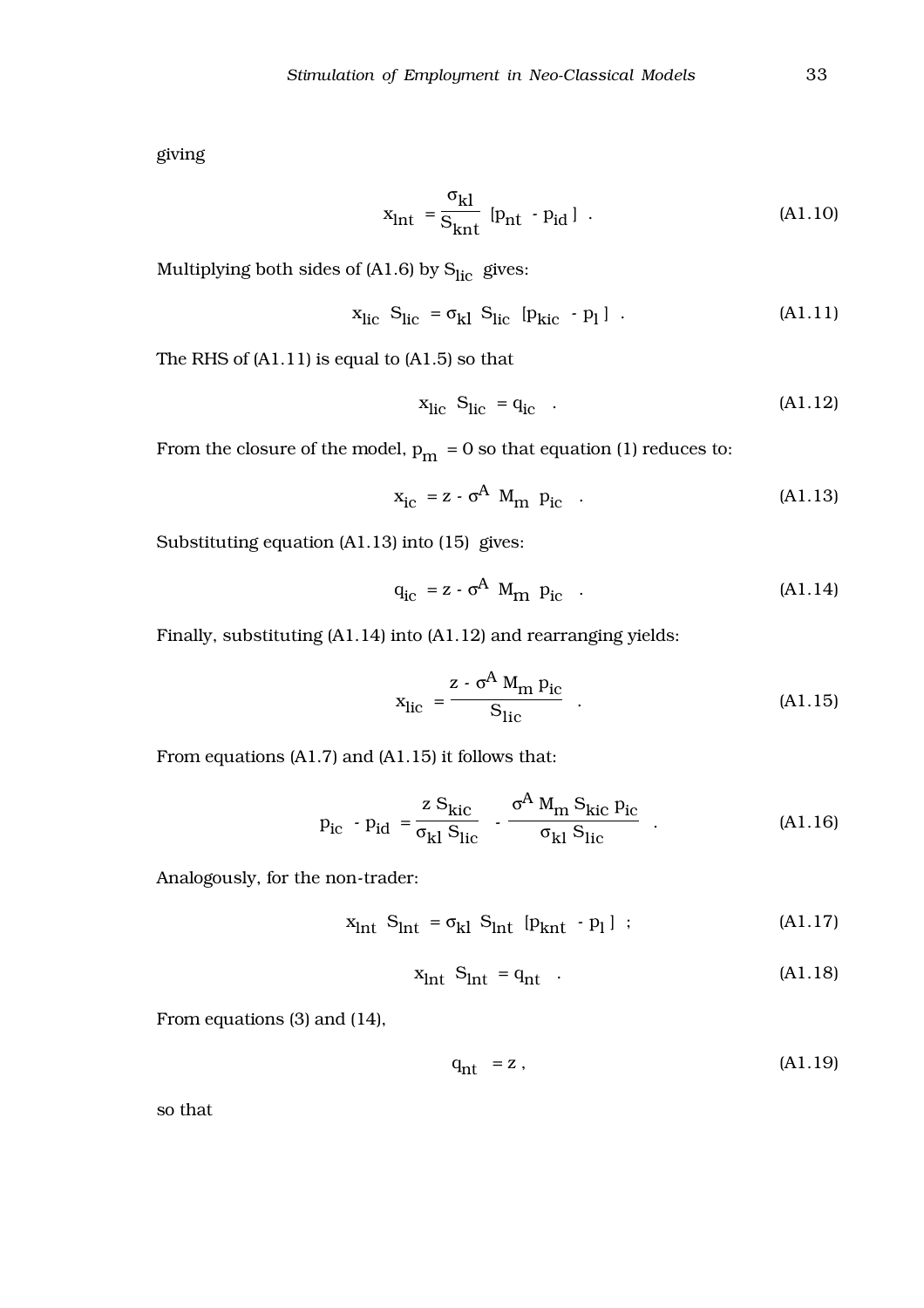giving

$$x_{lnt} = \frac{\sigma_{kl}}{S_{knt}} \; [p_{nt} - p_{id}] \; . \tag{A1.10}$$

Multiplying both sides of (A1.6) by $S_{lic}$ gives:

$$x_{lic} \; S_{lic} = \sigma_{kl} \; S_{lic} \; [p_{kic} - p_l] \; . \tag{A1.11}$$

The RHS of (A1.11) is equal to (A1.5) so that

$$x_{lic} \; S_{lic} = q_{ic} \; . \tag{A1.12}$$

From the closure of the model, $p_m = 0$ so that equation (1) reduces to:

$$x_{ic} = z - \sigma^A \; M_m \; p_{ic} \; . \tag{A1.13}$$

Substituting equation (A1.13) into (15) gives:

$$q_{ic} = z - \sigma^A \; M_m \; p_{ic} \; . \tag{A1.14}$$

Finally, substituting (A1.14) into (A1.12) and rearranging yields:

$$x_{lic} = \frac{z - \sigma^A \, M_m \, p_{ic}}{S_{lic}} \; . \tag{A1.15}$$

From equations (A1.7) and (A1.15) it follows that:

$$p_{ic} - p_{id} = \frac{z \, S_{kic}}{\sigma_{kl} \, S_{lic}} - \frac{\sigma^A \, M_m \, S_{kic} \, p_{ic}}{\sigma_{kl} \, S_{lic}} \; . \tag{A1.16}$$

Analogously, for the non-trader:

$$x_{lnt} \; S_{lnt} = \sigma_{kl} \; S_{lnt} \; [p_{knt} - p_l] \; ; \tag{A1.17}$$

$$x_{lnt} \; S_{lnt} = q_{nt} \; . \tag{A1.18}$$

From equations (3) and (14),

$$q_{nt} = z \, , \tag{A1.19}$$

so that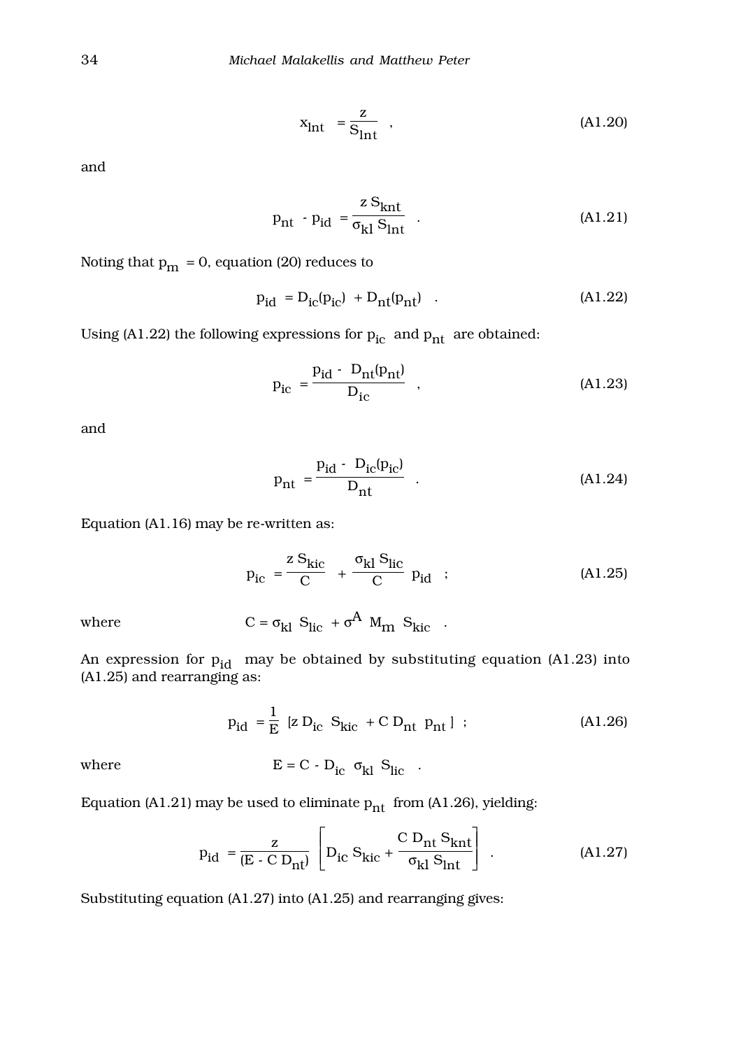$$x_{lnt} = \frac{z}{S_{lnt}} \quad , \tag{A1.20}$$

and

$$p_{nt} - p_{id} = \frac{z\, S_{knt}}{\sigma_{kl}\, S_{lnt}} \quad . \tag{A1.21}$$

Noting that $p_m = 0$, equation (20) reduces to

$$p_{id} = D_{ic}(p_{ic}) + D_{nt}(p_{nt}) \quad . \tag{A1.22}$$

Using (A1.22) the following expressions for $p_{ic}$ and $p_{nt}$ are obtained:

$$p_{ic} = \frac{p_{id} - D_{nt}(p_{nt})}{D_{ic}} \quad , \tag{A1.23}$$

and

$$p_{nt} = \frac{p_{id} - D_{ic}(p_{ic})}{D_{nt}} \quad . \tag{A1.24}$$

Equation (A1.16) may be re-written as:

$$p_{ic} = \frac{z\, S_{kic}}{C} + \frac{\sigma_{kl}\, S_{lic}}{C}\, p_{id} \quad ; \tag{A1.25}$$

where $\quad C = \sigma_{kl}\, S_{lic} + \sigma^A\, M_m\, S_{kic} \quad .$

An expression for $p_{id}$ may be obtained by substituting equation (A1.23) into (A1.25) and rearranging as:

$$p_{id} = \frac{1}{E}\, [z\, D_{ic}\, S_{kic} + C\, D_{nt}\, p_{nt}\,] \quad ; \tag{A1.26}$$

where $\quad E = C - D_{ic}\, \sigma_{kl}\, S_{lic} \quad .$

Equation (A1.21) may be used to eliminate $p_{nt}$ from (A1.26), yielding:

$$p_{id} = \frac{z}{(E - C\, D_{nt})} \left[ D_{ic}\, S_{kic} + \frac{C\, D_{nt}\, S_{knt}}{\sigma_{kl}\, S_{lnt}} \right] \quad . \tag{A1.27}$$

Substituting equation (A1.27) into (A1.25) and rearranging gives: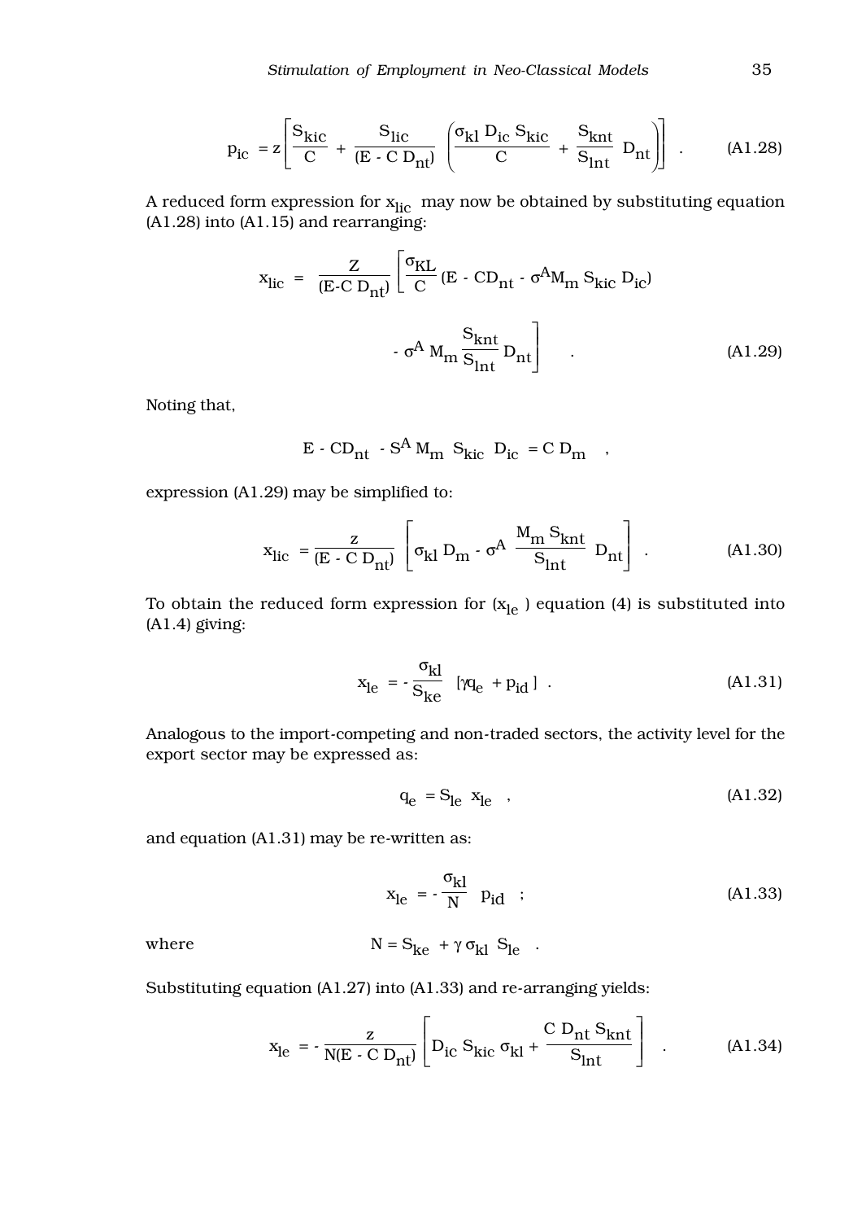$$p_{ic} = z\left[\frac{S_{kic}}{C} + \frac{S_{lic}}{(E - C\,D_{nt})}\left(\frac{\sigma_{kl}\,D_{ic}\,S_{kic}}{C} + \frac{S_{knt}}{S_{lnt}}\,D_{nt}\right)\right] \quad . \tag{A1.28}$$

A reduced form expression for $x_{lic}$ may now be obtained by substituting equation (A1.28) into (A1.15) and rearranging:

$$x_{lic} = \frac{Z}{(E\text{-}C\,D_{nt})}\left[\frac{\sigma_{KL}}{C}(E - CD_{nt} - \sigma^{A}M_{m}\,S_{kic}\,D_{ic}) - \sigma^{A}\,M_{m}\,\frac{S_{knt}}{S_{lnt}}\,D_{nt}\right] \quad . \tag{A1.29}$$

Noting that,

$$E - CD_{nt} - S^{A}\,M_{m}\;S_{kic}\;D_{ic} = C\,D_{m} \quad ,$$

expression (A1.29) may be simplified to:

$$x_{lic} = \frac{z}{(E - C\,D_{nt})}\left[\sigma_{kl}\,D_{m} - \sigma^{A}\;\frac{M_{m}\,S_{knt}}{S_{lnt}}\;D_{nt}\right] \quad . \tag{A1.30}$$

To obtain the reduced form expression for ($x_{le}$ ) equation (4) is substituted into (A1.4) giving:

$$x_{le} = -\frac{\sigma_{kl}}{S_{ke}}\;[\gamma q_{e} + p_{id}\,] \quad . \tag{A1.31}$$

Analogous to the import-competing and non-traded sectors, the activity level for the export sector may be expressed as:

$$q_{e} = S_{le}\;x_{le} \quad , \tag{A1.32}$$

and equation (A1.31) may be re-written as:

$$x_{le} = -\frac{\sigma_{kl}}{N}\;p_{id} \quad ; \tag{A1.33}$$

where $N = S_{ke} + \gamma\,\sigma_{kl}\;S_{le}$ .

Substituting equation (A1.27) into (A1.33) and re-arranging yields:

$$x_{le} = -\frac{z}{N(E - C\,D_{nt})}\left[D_{ic}\,S_{kic}\,\sigma_{kl} + \frac{C\,D_{nt}\,S_{knt}}{S_{lnt}}\right] \quad . \tag{A1.34}$$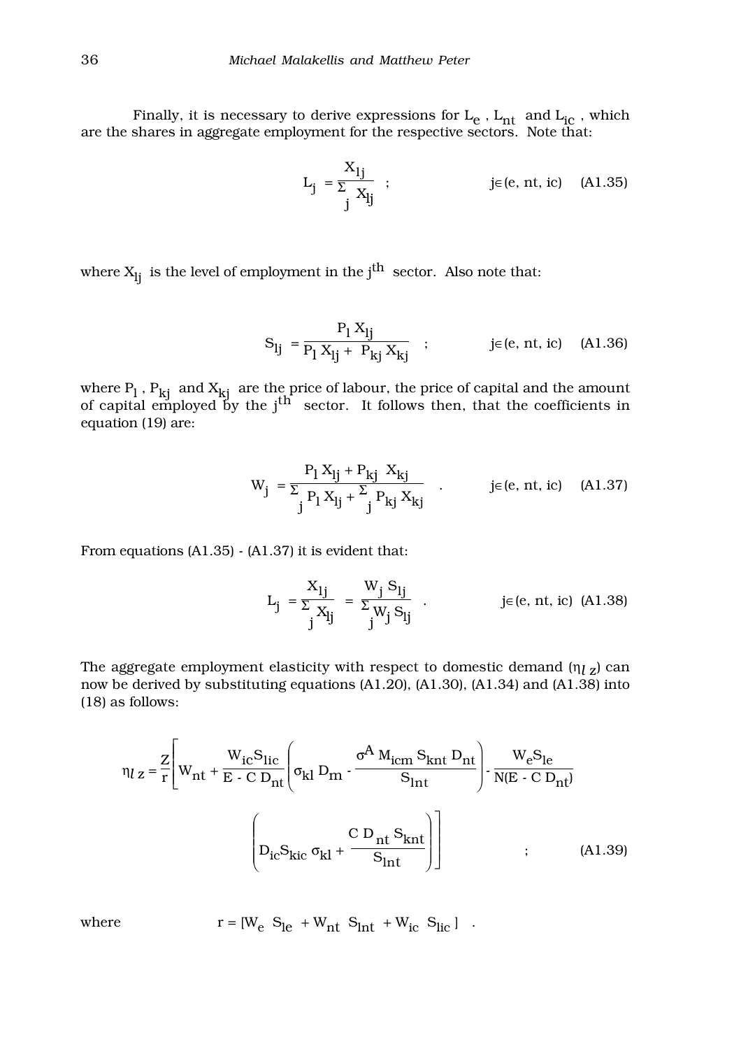Finally, it is necessary to derive expressions for $L_e$ , $L_{nt}$ and $L_{ic}$ , which are the shares in aggregate employment for the respective sectors. Note that:

$$L_j = \frac{X_{lj}}{\sum_j X_{lj}} \quad ; \qquad j \in (e, nt, ic) \quad \text{(A1.35)}$$

where $X_{lj}$ is the level of employment in the $j^{th}$ sector. Also note that:

$$S_{lj} = \frac{P_l X_{lj}}{P_l X_{lj} + P_{kj} X_{kj}} \quad ; \qquad j \in (e, nt, ic) \quad \text{(A1.36)}$$

where $P_l$ , $P_{kj}$ and $X_{kj}$ are the price of labour, the price of capital and the amount of capital employed by the $j^{th}$ sector. It follows then, that the coefficients in equation (19) are:

$$W_j = \frac{P_l X_{lj} + P_{kj} X_{kj}}{\sum_j P_l X_{lj} + \sum_j P_{kj} X_{kj}} \quad . \qquad j \in (e, nt, ic) \quad \text{(A1.37)}$$

From equations (A1.35) - (A1.37) it is evident that:

$$L_j = \frac{X_{lj}}{\sum_j X_{lj}} = \frac{W_j S_{lj}}{\sum_j W_j S_{lj}} \quad . \qquad j \in (e, nt, ic) \quad \text{(A1.38)}$$

The aggregate employment elasticity with respect to domestic demand ($\eta_{l\,z}$) can now be derived by substituting equations (A1.20), (A1.30), (A1.34) and (A1.38) into (18) as follows:

$$\eta_{l\,z} = \frac{Z}{r}\left[ W_{nt} + \frac{W_{ic} S_{lic}}{E - C\,D_{nt}} \left( \sigma_{kl}\, D_m - \frac{\sigma^A\, M_{icm}\, S_{knt}\, D_{nt}}{S_{lnt}} \right) - \frac{W_e S_{le}}{N(E - C\,D_{nt})} \left( D_{ic} S_{kic}\, \sigma_{kl} + \frac{C\,D_{nt}\, S_{knt}}{S_{lnt}} \right) \right] \quad ; \qquad \text{(A1.39)}$$

where $\qquad r = [W_e\ S_{le} + W_{nt}\ S_{lnt} + W_{ic}\ S_{lic}\,]$ .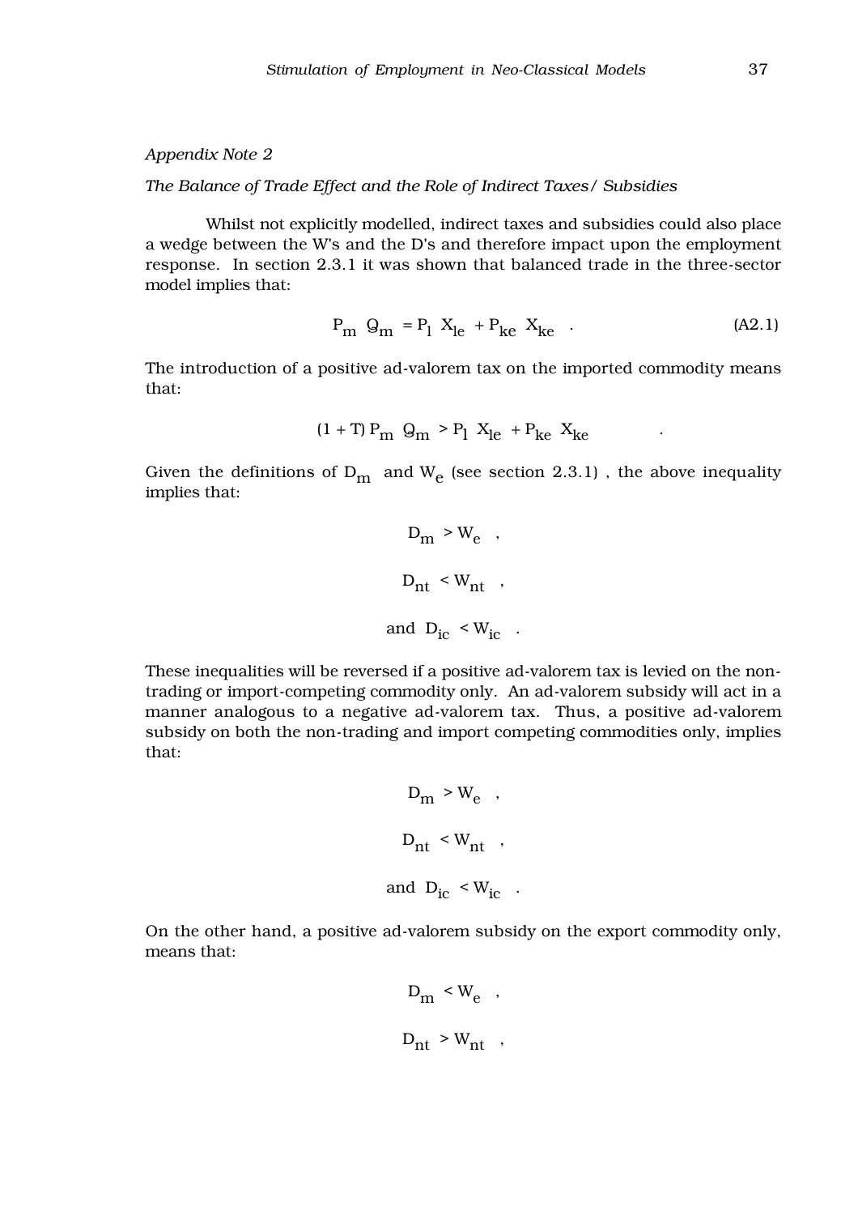*Appendix Note 2*

*The Balance of Trade Effect and the Role of Indirect Taxes/ Subsidies*

Whilst not explicitly modelled, indirect taxes and subsidies could also place a wedge between the W's and the D's and therefore impact upon the employment response. In section 2.3.1 it was shown that balanced trade in the three-sector model implies that:

$$P_m \, Q_m = P_l \, X_{le} + P_{ke} \, X_{ke} \quad . \tag{A2.1}$$

The introduction of a positive ad-valorem tax on the imported commodity means that:

$$(1 + T)\, P_m \, Q_m > P_l \, X_{le} + P_{ke} \, X_{ke} \quad .$$

Given the definitions of $D_m$ and $W_e$ (see section 2.3.1) , the above inequality implies that:

$$D_m > W_e \quad ,$$

$$D_{nt} < W_{nt} \quad ,$$

$$\text{and } D_{ic} < W_{ic} \quad .$$

These inequalities will be reversed if a positive ad-valorem tax is levied on the non-trading or import-competing commodity only. An ad-valorem subsidy will act in a manner analogous to a negative ad-valorem tax. Thus, a positive ad-valorem subsidy on both the non-trading and import competing commodities only, implies that:

$$D_m > W_e \quad ,$$

$$D_{nt} < W_{nt} \quad ,$$

$$\text{and } D_{ic} < W_{ic} \quad .$$

On the other hand, a positive ad-valorem subsidy on the export commodity only, means that:

$$D_m < W_e \quad ,$$

$$D_{nt} > W_{nt} \quad ,$$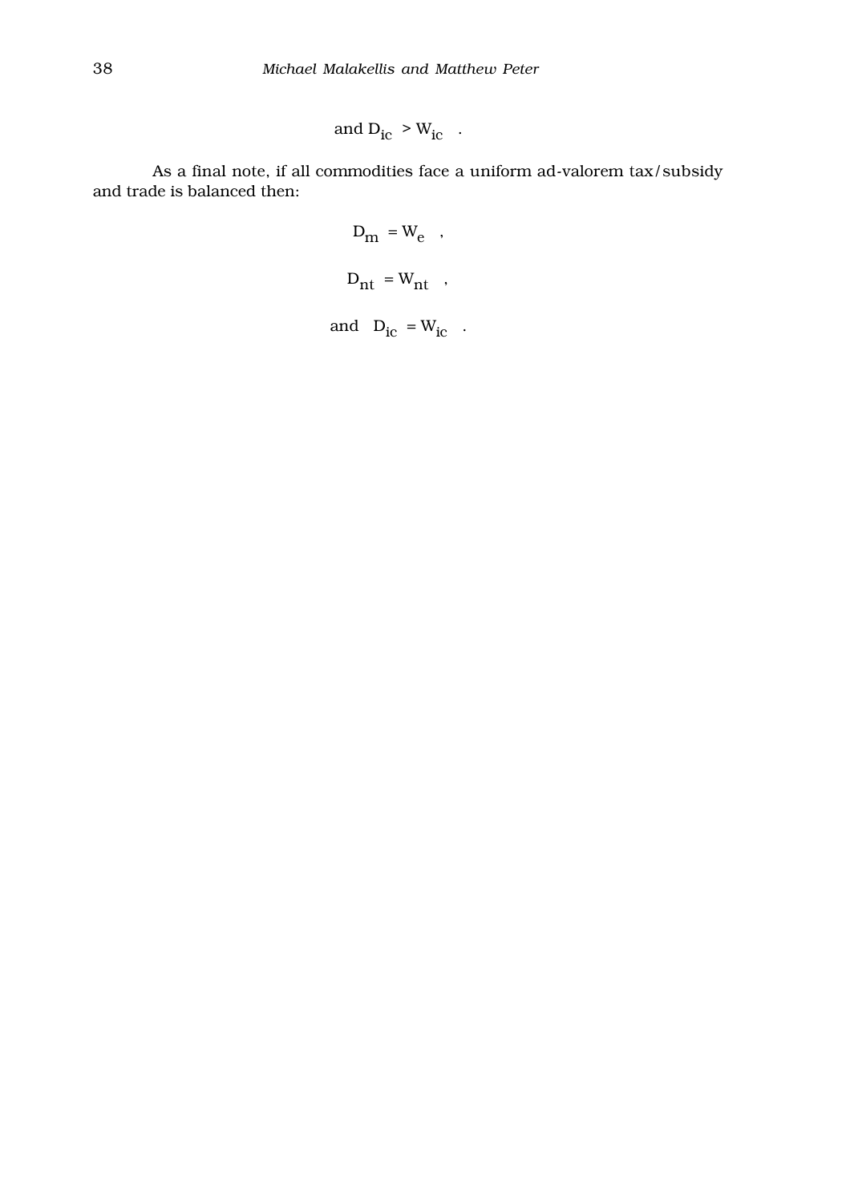$$\text{and } D_{ic} > W_{ic} \quad .$$

As a final note, if all commodities face a uniform ad-valorem tax/subsidy and trade is balanced then:

$$D_m = W_e \quad ,$$

$$D_{nt} = W_{nt} \quad ,$$

$$\text{and} \quad D_{ic} = W_{ic} \quad .$$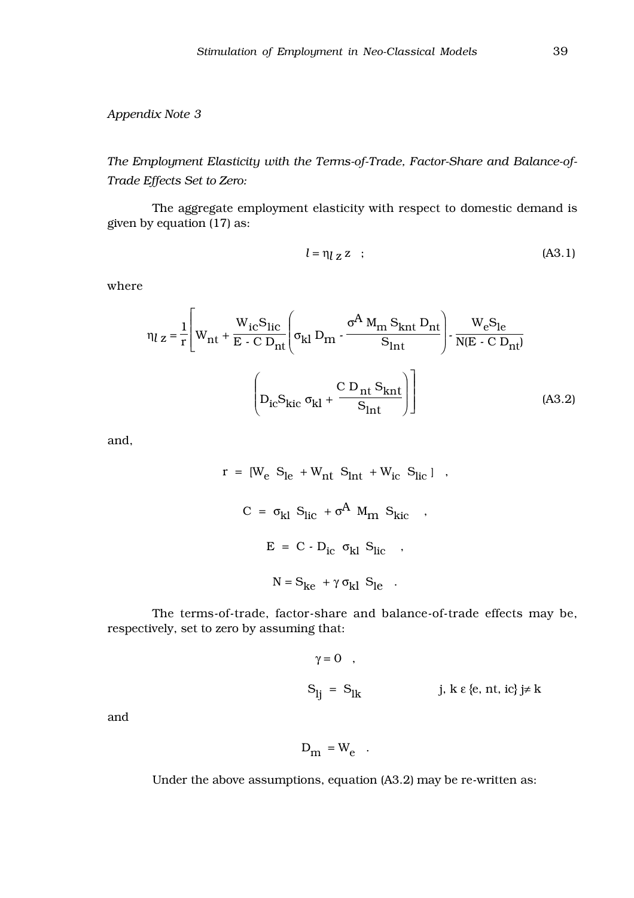*Appendix Note 3*

*The Employment Elasticity with the Terms-of-Trade, Factor-Share and Balance-of-Trade Effects Set to Zero:*

The aggregate employment elasticity with respect to domestic demand is given by equation (17) as:

$$l = \eta_{lz}\, z \quad ; \tag{A3.1}$$

where

$$\eta_{lz} = \frac{1}{r}\left[ W_{nt} + \frac{W_{ic}S_{lic}}{E - C\, D_{nt}}\left( \sigma_{kl}\, D_m - \frac{\sigma^A\, M_m\, S_{knt}\, D_{nt}}{S_{lnt}} \right) - \frac{W_e S_{le}}{N(E - C\, D_{nt})} \left( D_{ic} S_{kic}\, \sigma_{kl} + \frac{C\, D_{nt}\, S_{knt}}{S_{lnt}} \right) \right] \tag{A3.2}$$

and,

$$r = [W_e\ S_{le}\ + W_{nt}\ S_{lnt}\ + W_{ic}\ S_{lic}] \quad ,$$

$$C = \sigma_{kl}\ S_{lic}\ + \sigma^A\ M_m\ S_{kic} \quad ,$$

$$E = C - D_{ic}\ \sigma_{kl}\ S_{lic} \quad ,$$

$$N = S_{ke}\ + \gamma\, \sigma_{kl}\ S_{le} \quad .$$

The terms-of-trade, factor-share and balance-of-trade effects may be, respectively, set to zero by assuming that:

$$\gamma = 0 \quad ,$$

$$S_{lj} = S_{lk} \qquad j, k\ \varepsilon\ \{e, nt, ic\}\ j \neq k$$

and

$$D_m = W_e \quad .$$

Under the above assumptions, equation (A3.2) may be re-written as: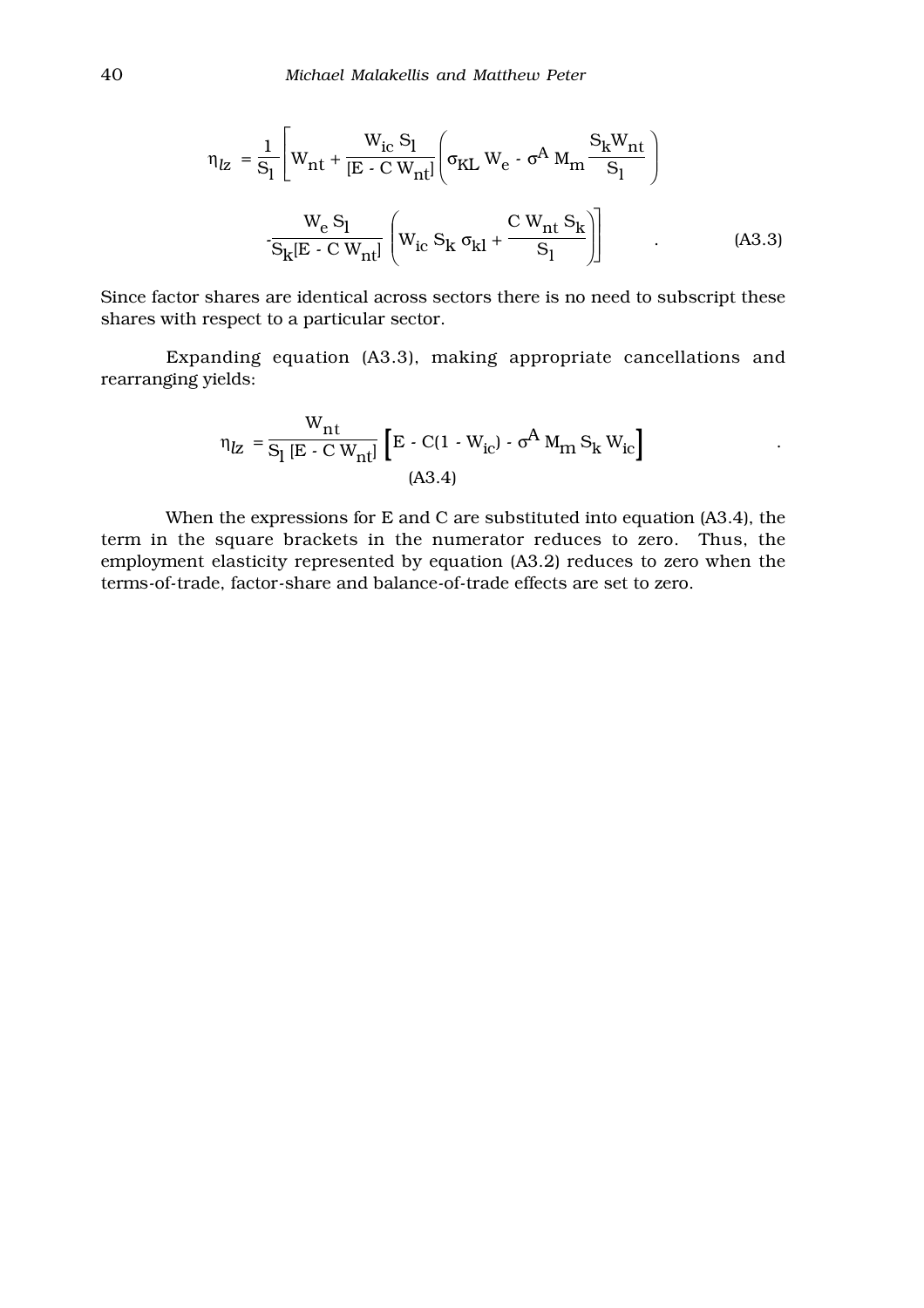$$\eta_{lz} = \frac{1}{S_l}\left[ W_{nt} + \frac{W_{ic}\, S_l}{[E - C\, W_{nt}]}\left( \sigma_{KL}\, W_e - \sigma^A\, M_m \frac{S_k W_{nt}}{S_l} \right) - \frac{W_e\, S_l}{S_k [E - C\, W_{nt}]}\left( W_{ic}\, S_k\, \sigma_{kl} + \frac{C\, W_{nt}\, S_k}{S_l} \right) \right] \quad . \tag{A3.3}$$

Since factor shares are identical across sectors there is no need to subscript these shares with respect to a particular sector.

Expanding equation (A3.3), making appropriate cancellations and rearranging yields:

$$\eta_{lz} = \frac{W_{nt}}{S_l\, [E - C\, W_{nt}]}\left[ E - C(1 - W_{ic}) - \sigma^A\, M_m\, S_k\, W_{ic} \right] \quad . \tag{A3.4}$$

When the expressions for E and C are substituted into equation (A3.4), the term in the square brackets in the numerator reduces to zero. Thus, the employment elasticity represented by equation (A3.2) reduces to zero when the terms-of-trade, factor-share and balance-of-trade effects are set to zero.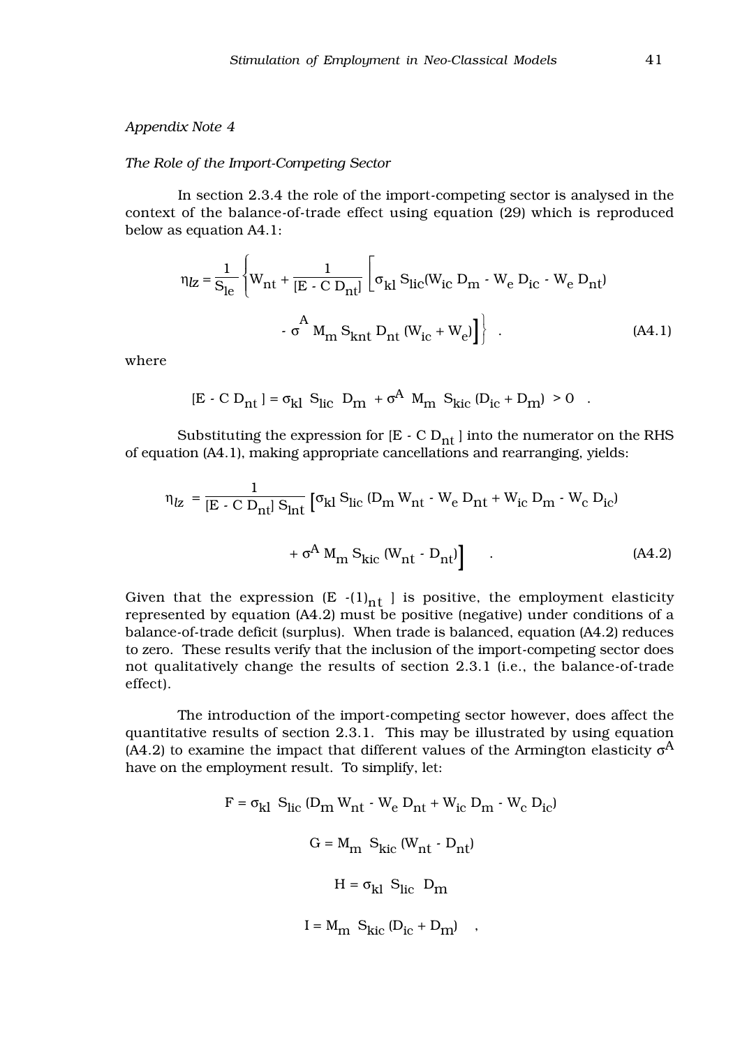*Appendix Note 4*

*The Role of the Import-Competing Sector*

In section 2.3.4 the role of the import-competing sector is analysed in the context of the balance-of-trade effect using equation (29) which is reproduced below as equation A4.1:

$$\eta_{lz} = \frac{1}{S_{le}} \left\{ W_{nt} + \frac{1}{[E - C\, D_{nt}]} \left[ \sigma_{kl}\, S_{lic}(W_{ic}\, D_m - W_e\, D_{ic} - W_e\, D_{nt}) \right.\right.$$

$$\left.\left. - \sigma^A\, M_m\, S_{knt}\, D_{nt}\, (W_{ic} + W_e) \right] \right\} \quad . \tag{A4.1}$$

where

$$[E - C\, D_{nt}] = \sigma_{kl}\ S_{lic}\ D_m\ + \sigma^A\ M_m\ S_{kic}\, (D_{ic} + D_m)\ > 0 \quad .$$

Substituting the expression for $[E - C\, D_{nt}]$ into the numerator on the RHS of equation (A4.1), making appropriate cancellations and rearranging, yields:

$$\eta_{lz} = \frac{1}{[E - C\, D_{nt}]\, S_{lnt}} \left[ \sigma_{kl}\, S_{lic}\, (D_m\, W_{nt} - W_e\, D_{nt} + W_{ic}\, D_m - W_c\, D_{ic}) \right.$$

$$\left. + \sigma^A\, M_m\, S_{kic}\, (W_{nt} - D_{nt}) \right] \quad . \tag{A4.2}$$

Given that the expression $(E - (1)_{nt}]$ is positive, the employment elasticity represented by equation (A4.2) must be positive (negative) under conditions of a balance-of-trade deficit (surplus). When trade is balanced, equation (A4.2) reduces to zero. These results verify that the inclusion of the import-competing sector does not qualitatively change the results of section 2.3.1 (i.e., the balance-of-trade effect).

The introduction of the import-competing sector however, does affect the quantitative results of section 2.3.1. This may be illustrated by using equation (A4.2) to examine the impact that different values of the Armington elasticity $\sigma^A$ have on the employment result. To simplify, let:

$$F = \sigma_{kl}\ S_{lic}\, (D_m\, W_{nt} - W_e\, D_{nt} + W_{ic}\, D_m - W_c\, D_{ic})$$

$$G = M_m\ S_{kic}\, (W_{nt} - D_{nt})$$

$$H = \sigma_{kl}\ S_{lic}\ D_m$$

$$I = M_m\ S_{kic}\, (D_{ic} + D_m) \quad ,$$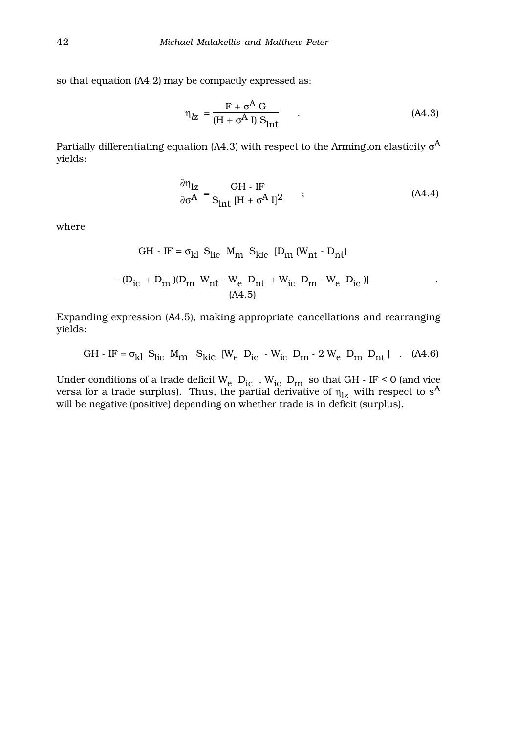so that equation (A4.2) may be compactly expressed as:

$$\eta_{lz} = \frac{F + \sigma^A G}{(H + \sigma^A I) S_{lnt}} \quad . \tag{A4.3}$$

Partially differentiating equation (A4.3) with respect to the Armington elasticity $\sigma^A$ yields:

$$\frac{\partial \eta_{lz}}{\partial \sigma^A} = \frac{GH - IF}{S_{lnt} [H + \sigma^A I]^2} \quad ; \tag{A4.4}$$

where

$$GH - IF = \sigma_{kl} \ S_{lic} \ M_m \ S_{kic} \ [D_m (W_{nt} - D_{nt})$$

$$- (D_{ic} + D_m)(D_m \ W_{nt} - W_e \ D_{nt} + W_{ic} \ D_m - W_e \ D_{ic})] \quad . \tag{A4.5}$$

Expanding expression (A4.5), making appropriate cancellations and rearranging yields:

$$GH - IF = \sigma_{kl} \ S_{lic} \ M_m \ S_{kic} \ [W_e \ D_{ic} - W_{ic} \ D_m - 2 \ W_e \ D_m \ D_{nt}] \quad . \tag{A4.6}$$

Under conditions of a trade deficit $W_e \ D_{ic}$ , $W_{ic} \ D_m$ so that $GH - IF < 0$ (and vice versa for a trade surplus). Thus, the partial derivative of $\eta_{lz}$ with respect to $s^A$ will be negative (positive) depending on whether trade is in deficit (surplus).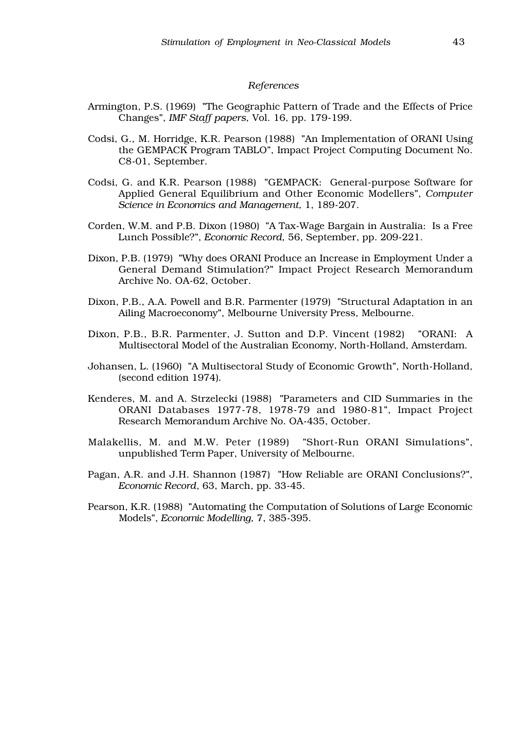*References*

Armington, P.S. (1969) "The Geographic Pattern of Trade and the Effects of Price Changes", *IMF Staff papers,* Vol. 16, pp. 179-199.

Codsi, G., M. Horridge, K.R. Pearson (1988) "An Implementation of ORANI Using the GEMPACK Program TABLO", Impact Project Computing Document No. C8-01, September.

Codsi, G. and K.R. Pearson (1988) "GEMPACK: General-purpose Software for Applied General Equilibrium and Other Economic Modellers", *Computer Science in Economics and Management,* 1, 189-207.

Corden, W.M. and P.B. Dixon (1980) "A Tax-Wage Bargain in Australia: Is a Free Lunch Possible?", *Economic Record,* 56, September, pp. 209-221.

Dixon, P.B. (1979) "Why does ORANI Produce an Increase in Employment Under a General Demand Stimulation?" Impact Project Research Memorandum Archive No. OA-62, October.

Dixon, P.B., A.A. Powell and B.R. Parmenter (1979) "Structural Adaptation in an Ailing Macroeconomy", Melbourne University Press, Melbourne.

Dixon, P.B., B.R. Parmenter, J. Sutton and D.P. Vincent (1982) "ORANI: A Multisectoral Model of the Australian Economy, North-Holland, Amsterdam.

Johansen, L. (1960) "A Multisectoral Study of Economic Growth", North-Holland, (second edition 1974).

Kenderes, M. and A. Strzelecki (1988) "Parameters and CID Summaries in the ORANI Databases 1977-78, 1978-79 and 1980-81", Impact Project Research Memorandum Archive No. OA-435, October.

Malakellis, M. and M.W. Peter (1989) "Short-Run ORANI Simulations", unpublished Term Paper, University of Melbourne.

Pagan, A.R. and J.H. Shannon (1987) "How Reliable are ORANI Conclusions?", *Economic Record*, 63, March, pp. 33-45.

Pearson, K.R. (1988) "Automating the Computation of Solutions of Large Economic Models", *Economic Modelling,* 7, 385-395.